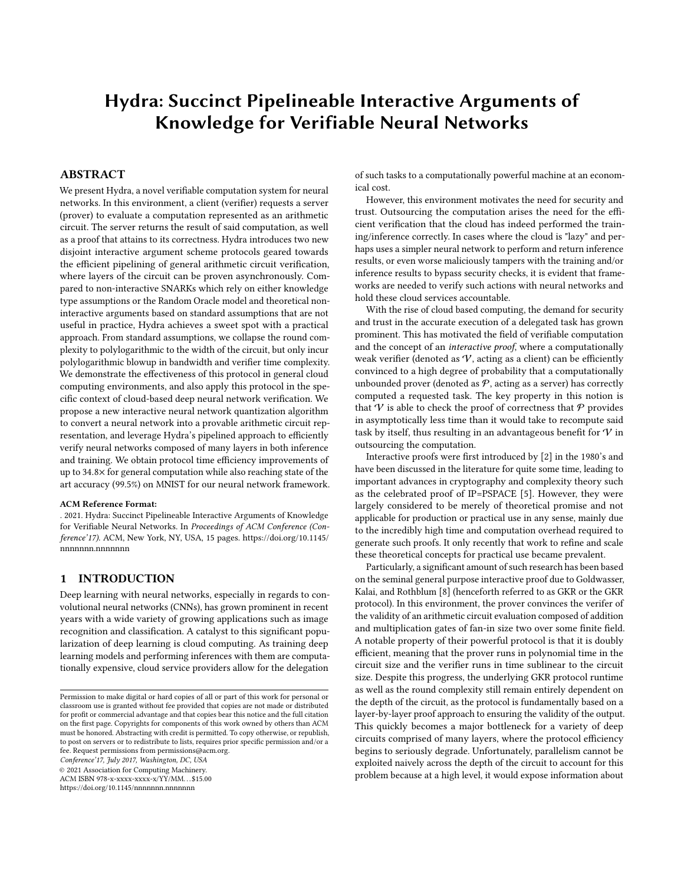# Hydra: Succinct Pipelineable Interactive Arguments of Knowledge for Verifiable Neural Networks

## ABSTRACT

We present Hydra, a novel verifiable computation system for neural networks. In this environment, a client (verifier) requests a server (prover) to evaluate a computation represented as an arithmetic circuit. The server returns the result of said computation, as well as a proof that attains to its correctness. Hydra introduces two new disjoint interactive argument scheme protocols geared towards the efficient pipelining of general arithmetic circuit verification, where layers of the circuit can be proven asynchronously. Compared to non-interactive SNARKs which rely on either knowledge type assumptions or the Random Oracle model and theoretical non-interactive arguments based on standard assumptions that are not useful in practice, Hydra achieves a sweet spot with a practical approach. From standard assumptions, we collapse the round complexity to polylogarithmic to the width of the circuit, but only incur polylogarithmic blowup in bandwidth and verifier time complexity. We demonstrate the effectiveness of this protocol in general cloud computing environments, and also apply this protocol in the specific context of cloud-based deep neural network verification. We propose a new interactive neural network quantization algorithm to convert a neural network into a provable arithmetic circuit representation, and leverage Hydra's pipelined approach to efficiently verify neural networks composed of many layers in both inference and training. We obtain protocol time efficiency improvements of up to 34.8× for general computation while also reaching state of the art accuracy (99.5%) on MNIST for our neural network framework.

**ACM Reference Format:**
. 2021. Hydra: Succinct Pipelineable Interactive Arguments of Knowledge for Verifiable Neural Networks. In *Proceedings of ACM Conference (Conference'17).* ACM, New York, NY, USA, 15 pages. https://doi.org/10.1145/nnnnnnn.nnnnnnn

## 1 INTRODUCTION

Deep learning with neural networks, especially in regards to convolutional neural networks (CNNs), has grown prominent in recent years with a wide variety of growing applications such as image recognition and classification. A catalyst to this significant popularization of deep learning is cloud computing. As training deep learning models and performing inferences with them are computationally expensive, cloud service providers allow for the delegation of such tasks to a computationally powerful machine at an economical cost.

However, this environment motivates the need for security and trust. Outsourcing the computation arises the need for the efficient verification that the cloud has indeed performed the training/inference correctly. In cases where the cloud is "lazy" and perhaps uses a simpler neural network to perform and return inference results, or even worse maliciously tampers with the training and/or inference results to bypass security checks, it is evident that frameworks are needed to verify such actions with neural networks and hold these cloud services accountable.

With the rise of cloud based computing, the demand for security and trust in the accurate execution of a delegated task has grown prominent. This has motivated the field of verifiable computation and the concept of an *interactive proof*, where a computationally weak verifier (denoted as $\mathcal{V}$, acting as a client) can be efficiently convinced to a high degree of probability that a computationally unbounded prover (denoted as $\mathcal{P}$, acting as a server) has correctly computed a requested task. The key property in this notion is that $\mathcal{V}$ is able to check the proof of correctness that $\mathcal{P}$ provides in asymptotically less time than it would take to recompute said task by itself, thus resulting in an advantageous benefit for $\mathcal{V}$ in outsourcing the computation.

Interactive proofs were first introduced by [2] in the 1980's and have been discussed in the literature for quite some time, leading to important advances in cryptography and complexity theory such as the celebrated proof of IP=PSPACE [5]. However, they were largely considered to be merely of theoretical promise and not applicable for production or practical use in any sense, mainly due to the incredibly high time and computation overhead required to generate such proofs. It only recently that work to refine and scale these theoretical concepts for practical use became prevalent.

Particularly, a significant amount of such research has been based on the seminal general purpose interactive proof due to Goldwasser, Kalai, and Rothblum [8] (henceforth referred to as GKR or the GKR protocol). In this environment, the prover convinces the verifer of the validity of an arithmetic circuit evaluation composed of addition and multiplication gates of fan-in size two over some finite field. A notable property of their powerful protocol is that it is doubly efficient, meaning that the prover runs in polynomial time in the circuit size and the verifier runs in time sublinear to the circuit size. Despite this progress, the underlying GKR protocol runtime as well as the round complexity still remain entirely dependent on the depth of the circuit, as the protocol is fundamentally based on a layer-by-layer proof approach to ensuring the validity of the output. This quickly becomes a major bottleneck for a variety of deep circuits comprised of many layers, where the protocol efficiency begins to seriously degrade. Unfortunately, parallelism cannot be exploited naively across the depth of the circuit to account for this problem because at a high level, it would expose information about

Permission to make digital or hard copies of all or part of this work for personal or classroom use is granted without fee provided that copies are not made or distributed for profit or commercial advantage and that copies bear this notice and the full citation on the first page. Copyrights for components of this work owned by others than ACM must be honored. Abstracting with credit is permitted. To copy otherwise, or republish, to post on servers or to redistribute to lists, requires prior specific permission and/or a fee. Request permissions from permissions@acm.org.
*Conference'17, July 2017, Washington, DC, USA*
© 2021 Association for Computing Machinery.
ACM ISBN 978-x-xxxx-xxxx-x/YY/MM...$15.00
https://doi.org/10.1145/nnnnnnn.nnnnnnn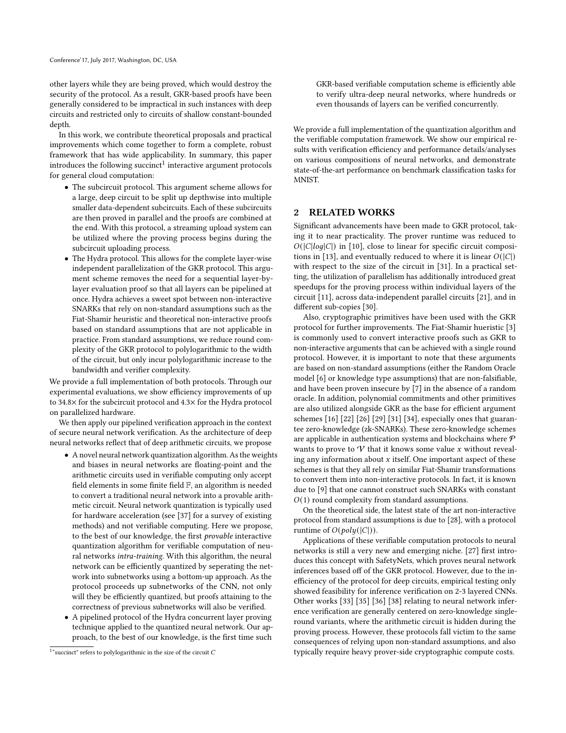other layers while they are being proved, which would destroy the security of the protocol. As a result, GKR-based proofs have been generally considered to be impractical in such instances with deep circuits and restricted only to circuits of shallow constant-bounded depth.

In this work, we contribute theoretical proposals and practical improvements which come together to form a complete, robust framework that has wide applicability. In summary, this paper introduces the following succinct[1] interactive argument protocols for general cloud computation:

- The subcircuit protocol. This argument scheme allows for a large, deep circuit to be split up depthwise into multiple smaller data-dependent subcircuits. Each of these subcircuits are then proved in parallel and the proofs are combined at the end. With this protocol, a streaming upload system can be utilized where the proving process begins during the subcircuit uploading process.
- The Hydra protocol. This allows for the complete layer-wise independent parallelization of the GKR protocol. This argument scheme removes the need for a sequential layer-by-layer evaluation proof so that all layers can be pipelined at once. Hydra achieves a sweet spot between non-interactive SNARKs that rely on non-standard assumptions such as the Fiat-Shamir heuristic and theoretical non-interactive proofs based on standard assumptions that are not applicable in practice. From standard assumptions, we reduce round complexity of the GKR protocol to polylogarithmic to the width of the circuit, but only incur polylogarithmic increase to the bandwidth and verifier complexity.

We provide a full implementation of both protocols. Through our experimental evaluations, we show efficiency improvements of up to 34.8× for the subcircuit protocol and 4.3× for the Hydra protocol on parallelized hardware.

We then apply our pipelined verification approach in the context of secure neural network verification. As the architecture of deep neural networks reflect that of deep arithmetic circuits, we propose

- A novel neural network quantization algorithm. As the weights and biases in neural networks are floating-point and the arithmetic circuits used in verifiable computing only accept field elements in some finite field $\mathbb{F}$, an algorithm is needed to convert a traditional neural network into a provable arithmetic circuit. Neural network quantization is typically used for hardware acceleration (see [37] for a survey of existing methods) and not verifiable computing. Here we propose, to the best of our knowledge, the first *provable* interactive quantization algorithm for verifiable computation of neural networks *intra-training*. With this algorithm, the neural network can be efficiently quantized by seperating the network into subnetworks using a bottom-up approach. As the protocol proceeds up subnetworks of the CNN, not only will they be efficiently quantized, but proofs attaining to the correctness of previous subnetworks will also be verified.
- A pipelined protocol of the Hydra concurrent layer proving technique applied to the quantized neural network. Our approach, to the best of our knowledge, is the first time such GKR-based verifiable computation scheme is efficiently able to verify ultra-deep neural networks, where hundreds or even thousands of layers can be verified concurrently.

We provide a full implementation of the quantization algorithm and the verifiable computation framework. We show our empirical results with verification efficiency and performance details/analyses on various compositions of neural networks, and demonstrate state-of-the-art performance on benchmark classification tasks for MNIST.

[1] "succinct" refers to polylogarithmic in the size of the circuit $C$

## 2 RELATED WORKS

Significant advancements have been made to GKR protocol, taking it to near practicality. The prover runtime was reduced to $O(|C|log|C|)$ in [10], close to linear for specific circuit compositions in [13], and eventually reduced to where it is linear $O(|C|)$ with respect to the size of the circuit in [31]. In a practical setting, the utilization of parallelism has additionally introduced great speedups for the proving process within individual layers of the circuit [11], across data-independent parallel circuits [21], and in different sub-copies [30].

Also, cryptographic primitives have been used with the GKR protocol for further improvements. The Fiat-Shamir hueristic [3] is commonly used to convert interactive proofs such as GKR to non-interactive arguments that can be achieved with a single round protocol. However, it is important to note that these arguments are based on non-standard assumptions (either the Random Oracle model [6] or knowledge type assumptions) that are non-falsifiable, and have been proven insecure by [7] in the absence of a random oracle. In addition, polynomial commitments and other primitives are also utilized alongside GKR as the base for efficient argument schemes [16] [22] [26] [29] [31] [34], especially ones that guarantee zero-knowledge (zk-SNARKs). These zero-knowledge schemes are applicable in authentication systems and blockchains where $\mathcal{P}$ wants to prove to $\mathcal{V}$ that it knows some value $x$ without revealing any information about $x$ itself. One important aspect of these schemes is that they all rely on similar Fiat-Shamir transformations to convert them into non-interactive protocols. In fact, it is known due to [9] that one cannot construct such SNARKs with constant $O(1)$ round complexity from standard assumptions.

On the theoretical side, the latest state of the art non-interactive protocol from standard assumptions is due to [28], with a protocol runtime of $O(poly(|C|))$.

Applications of these verifiable computation protocols to neural networks is still a very new and emerging niche. [27] first introduces this concept with SafetyNets, which proves neural network inferences based off of the GKR protocol. However, due to the inefficiency of the protocol for deep circuits, empirical testing only showed feasibility for inference verification on 2-3 layered CNNs. Other works [33] [35] [36] [38] relating to neural network inference verification are generally centered on zero-knowledge single-round variants, where the arithmetic circuit is hidden during the proving process. However, these protocols fall victim to the same consequences of relying upon non-standard assumptions, and also typically require heavy prover-side cryptographic compute costs.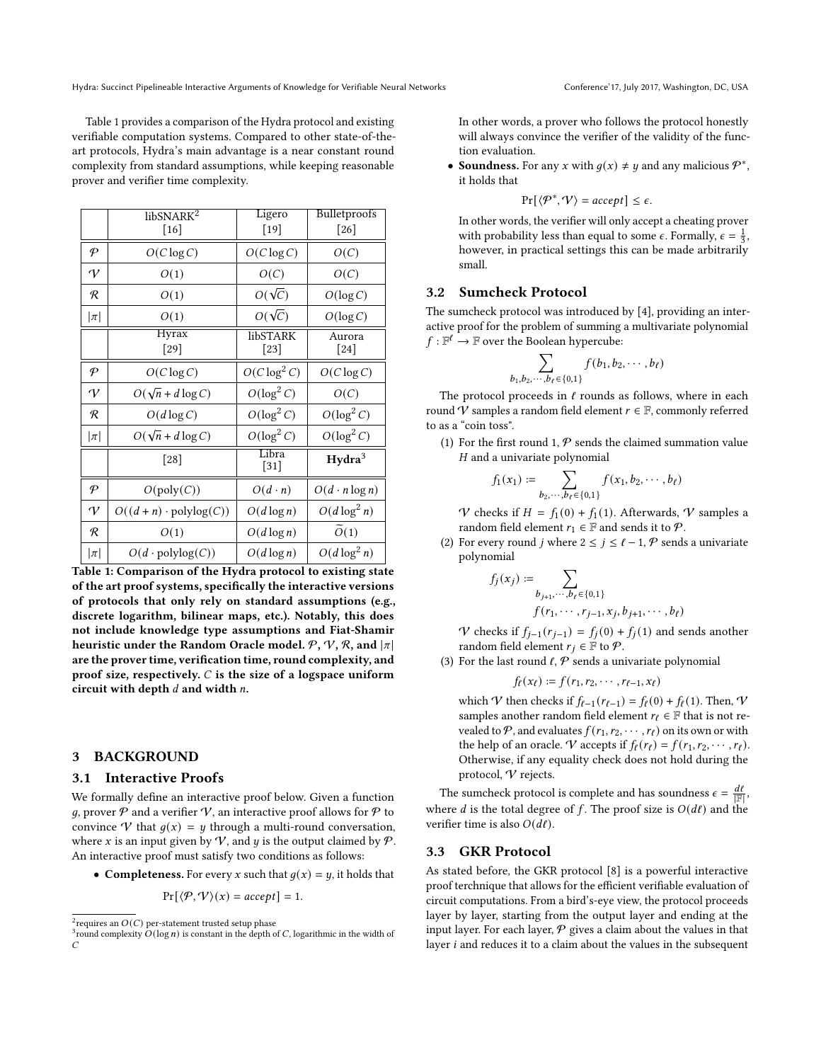Table 1 provides a comparison of the Hydra protocol and existing verifiable computation systems. Compared to other state-of-the-art protocols, Hydra's main advantage is a near constant round complexity from standard assumptions, while keeping reasonable prover and verifier time complexity.

| | libSNARK[2] [16] | Ligero [19] | Bulletproofs [26] |
|---|---|---|---|
| $\mathcal{P}$ | $O(C \log C)$ | $O(C \log C)$ | $O(C)$ |
| $\mathcal{V}$ | $O(1)$ | $O(C)$ | $O(C)$ |
| $\mathcal{R}$ | $O(1)$ | $O(\sqrt{C})$ | $O(\log C)$ |
| $\|\pi\|$ | $O(1)$ | $O(\sqrt{C})$ | $O(\log C)$ |
| | Hyrax [29] | libSTARK [23] | Aurora [24] |
| $\mathcal{P}$ | $O(C \log C)$ | $O(C \log^2 C)$ | $O(C \log C)$ |
| $\mathcal{V}$ | $O(\sqrt{n} + d \log C)$ | $O(\log^2 C)$ | $O(C)$ |
| $\mathcal{R}$ | $O(d \log C)$ | $O(\log^2 C)$ | $O(\log^2 C)$ |
| $\|\pi\|$ | $O(\sqrt{n} + d \log C)$ | $O(\log^2 C)$ | $O(\log^2 C)$ |
| | [28] | Libra [31] | **Hydra**[3] |
| $\mathcal{P}$ | $O(\text{poly}(C))$ | $O(d \cdot n)$ | $O(d \cdot n \log n)$ |
| $\mathcal{V}$ | $O((d+n) \cdot \text{polylog}(C))$ | $O(d \log n)$ | $O(d \log^2 n)$ |
| $\mathcal{R}$ | $O(1)$ | $O(d \log n)$ | $\widetilde{O}(1)$ |
| $\|\pi\|$ | $O(d \cdot \text{polylog}(C))$ | $O(d \log n)$ | $O(d \log^2 n)$ |

**Table 1: Comparison of the Hydra protocol to existing state of the art proof systems, specifically the interactive versions of protocols that only rely on standard assumptions (e.g., discrete logarithm, bilinear maps, etc.). Notably, this does not include knowledge type assumptions and Fiat-Shamir heuristic under the Random Oracle model. $\mathcal{P}$, $\mathcal{V}$, $\mathcal{R}$, and $|\pi|$ are the prover time, verification time, round complexity, and proof size, respectively. $C$ is the size of a logspace uniform circuit with depth $d$ and width $n$.**

[2] requires an $O(C)$ per-statement trusted setup phase

[3] round complexity $\widetilde{O}(\log n)$ is constant in the depth of $C$, logarithmic in the width of $C$

# 3 BACKGROUND

## 3.1 Interactive Proofs

We formally define an interactive proof below. Given a function $g$, prover $\mathcal{P}$ and a verifier $\mathcal{V}$, an interactive proof allows for $\mathcal{P}$ to convince $\mathcal{V}$ that $g(x) = y$ through a multi-round conversation, where $x$ is an input given by $\mathcal{V}$, and $y$ is the output claimed by $\mathcal{P}$. An interactive proof must satisfy two conditions as follows:

- **Completeness.** For every $x$ such that $g(x) = y$, it holds that

$$\Pr[\langle \mathcal{P}, \mathcal{V} \rangle(x) = accept] = 1.$$

  In other words, a prover who follows the protocol honestly will always convince the verifier of the validity of the function evaluation.

- **Soundness.** For any $x$ with $g(x) \neq y$ and any malicious $\mathcal{P}^*$, it holds that

$$\Pr[\langle \mathcal{P}^*, \mathcal{V} \rangle = accept] \leq \epsilon.$$

  In other words, the verifier will only accept a cheating prover with probability less than equal to some $\epsilon$. Formally, $\epsilon = \frac{1}{3}$, however, in practical settings this can be made arbitrarily small.

## 3.2 Sumcheck Protocol

The sumcheck protocol was introduced by [4], providing an interactive proof for the problem of summing a multivariate polynomial $f : \mathbb{F}^\ell \to \mathbb{F}$ over the Boolean hypercube:

$$\sum_{b_1, b_2, \cdots, b_\ell \in \{0,1\}} f(b_1, b_2, \cdots, b_\ell)$$

The protocol proceeds in $\ell$ rounds as follows, where in each round $\mathcal{V}$ samples a random field element $r \in \mathbb{F}$, commonly referred to as a "coin toss".

(1) For the first round 1, $\mathcal{P}$ sends the claimed summation value $H$ and a univariate polynomial

$$f_1(x_1) := \sum_{b_2, \cdots, b_\ell \in \{0,1\}} f(x_1, b_2, \cdots, b_\ell)$$

$\mathcal{V}$ checks if $H = f_1(0) + f_1(1)$. Afterwards, $\mathcal{V}$ samples a random field element $r_1 \in \mathbb{F}$ and sends it to $\mathcal{P}$.

(2) For every round $j$ where $2 \leq j \leq \ell - 1$, $\mathcal{P}$ sends a univariate polynomial

$$f_j(x_j) := \sum_{b_{j+1}, \cdots, b_\ell \in \{0,1\}} f(r_1, \cdots, r_{j-1}, x_j, b_{j+1}, \cdots, b_\ell)$$

$\mathcal{V}$ checks if $f_{j-1}(r_{j-1}) = f_j(0) + f_j(1)$ and sends another random field element $r_j \in \mathbb{F}$ to $\mathcal{P}$.

(3) For the last round $\ell$, $\mathcal{P}$ sends a univariate polynomial

$$f_\ell(x_\ell) := f(r_1, r_2, \cdots, r_{\ell-1}, x_\ell)$$

which $\mathcal{V}$ then checks if $f_{\ell-1}(r_{\ell-1}) = f_\ell(0) + f_\ell(1)$. Then, $\mathcal{V}$ samples another random field element $r_\ell \in \mathbb{F}$ that is not revealed to $\mathcal{P}$, and evaluates $f(r_1, r_2, \cdots, r_\ell)$ on its own or with the help of an oracle. $\mathcal{V}$ accepts if $f_\ell(r_\ell) = f(r_1, r_2, \cdots, r_\ell)$. Otherwise, if any equality check does not hold during the protocol, $\mathcal{V}$ rejects.

The sumcheck protocol is complete and has soundness $\epsilon = \frac{d\ell}{|\mathbb{F}|}$, where $d$ is the total degree of $f$. The proof size is $O(d\ell)$ and the verifier time is also $O(d\ell)$.

## 3.3 GKR Protocol

As stated before, the GKR protocol [8] is a powerful interactive proof terchnique that allows for the efficient verifiable evaluation of circuit computations. From a bird's-eye view, the protocol proceeds layer by layer, starting from the output layer and ending at the input layer. For each layer, $\mathcal{P}$ gives a claim about the values in that layer $i$ and reduces it to a claim about the values in the subsequent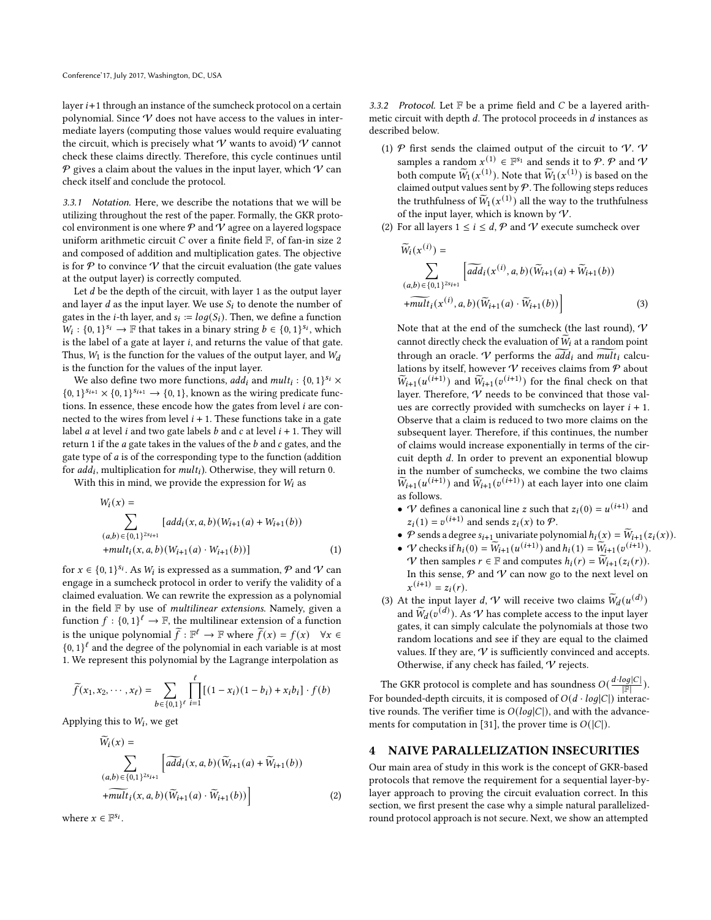layer $i$+1 through an instance of the sumcheck protocol on a certain polynomial. Since $\mathcal{V}$ does not have access to the values in intermediate layers (computing those values would require evaluating the circuit, which is precisely what $\mathcal{V}$ wants to avoid) $\mathcal{V}$ cannot check these claims directly. Therefore, this cycle continues until $\mathcal{P}$ gives a claim about the values in the input layer, which $\mathcal{V}$ can check itself and conclude the protocol.

#### 3.3.1 Notation.

Here, we describe the notations that we will be utilizing throughout the rest of the paper. Formally, the GKR protocol environment is one where $\mathcal{P}$ and $\mathcal{V}$ agree on a layered logspace uniform arithmetic circuit $C$ over a finite field $\mathbb{F}$, of fan-in size 2 and composed of addition and multiplication gates. The objective is for $\mathcal{P}$ to convince $\mathcal{V}$ that the circuit evaluation (the gate values at the output layer) is correctly computed.

Let $d$ be the depth of the circuit, with layer 1 as the output layer and layer $d$ as the input layer. We use $S_i$ to denote the number of gates in the $i$-th layer, and $s_i := log(S_i)$. Then, we define a function $W_i : \{0,1\}^{s_i} \to \mathbb{F}$ that takes in a binary string $b \in \{0,1\}^{s_i}$, which is the label of a gate at layer $i$, and returns the value of that gate. Thus, $W_1$ is the function for the values of the output layer, and $W_d$ is the function for the values of the input layer.

We also define two more functions, $add_i$ and $mult_i : \{0,1\}^{s_i} \times \{0,1\}^{s_{i+1}} \times \{0,1\}^{s_{i+1}} \to \{0,1\}$, known as the wiring predicate functions. In essence, these encode how the gates from level $i$ are connected to the wires from level $i+1$. These functions take in a gate label $a$ at level $i$ and two gate labels $b$ and $c$ at level $i+1$. They will return 1 if the $a$ gate takes in the values of the $b$ and $c$ gates, and the gate type of $a$ is of the corresponding type to the function (addition for $add_i$, multiplication for $mult_i$). Otherwise, they will return 0.

With this in mind, we provide the expression for $W_i$ as

$$W_i(x) = \sum_{(a,b)\in\{0,1\}^{2s_{i+1}}} [add_i(x,a,b)(W_{i+1}(a) + W_{i+1}(b)) + mult_i(x,a,b)(W_{i+1}(a)\cdot W_{i+1}(b))] \quad (1)$$

for $x \in \{0,1\}^{s_i}$. As $W_i$ is expressed as a summation, $\mathcal{P}$ and $\mathcal{V}$ can engage in a sumcheck protocol in order to verify the validity of a claimed evaluation. We can rewrite the expression as a polynomial in the field $\mathbb{F}$ by use of *multilinear extensions*. Namely, given a function $f : \{0,1\}^\ell \to \mathbb{F}$, the multilinear extension of a function is the unique polynomial $\widetilde{f} : \mathbb{F}^\ell \to \mathbb{F}$ where $\widetilde{f}(x) = f(x) \quad \forall x \in \{0,1\}^\ell$ and the degree of the polynomial in each variable is at most 1. We represent this polynomial by the Lagrange interpolation as

$$\widetilde{f}(x_1, x_2, \cdots, x_\ell) = \sum_{b\in\{0,1\}^\ell} \prod_{i=1}^{\ell} [(1-x_i)(1-b_i) + x_i b_i] \cdot f(b)$$

Applying this to $W_i$, we get

$$\widetilde{W}_i(x) = \sum_{(a,b)\in\{0,1\}^{2s_{i+1}}} \Big[\widetilde{add}_i(x,a,b)(\widetilde{W}_{i+1}(a) + \widetilde{W}_{i+1}(b)) + \widetilde{mult}_i(x,a,b)(\widetilde{W}_{i+1}(a)\cdot \widetilde{W}_{i+1}(b))\Big] \quad (2)$$

where $x \in \mathbb{F}^{s_i}$.

#### 3.3.2 Protocol.

Let $\mathbb{F}$ be a prime field and $C$ be a layered arithmetic circuit with depth $d$. The protocol proceeds in $d$ instances as described below.

(1) $\mathcal{P}$ first sends the claimed output of the circuit to $\mathcal{V}$. $\mathcal{V}$ samples a random $x^{(1)} \in \mathbb{F}^{s_1}$ and sends it to $\mathcal{P}$. $\mathcal{P}$ and $\mathcal{V}$ both compute $\widetilde{W}_1(x^{(1)})$. Note that $\widetilde{W}_1(x^{(1)})$ is based on the claimed output values sent by $\mathcal{P}$. The following steps reduces the truthfulness of $\widetilde{W}_1(x^{(1)})$ all the way to the truthfulness of the input layer, which is known by $\mathcal{V}$.

(2) For all layers $1 \le i \le d$, $\mathcal{P}$ and $\mathcal{V}$ execute sumcheck over

$$\widetilde{W}_i(x^{(i)}) = \sum_{(a,b)\in\{0,1\}^{2s_{i+1}}} \Big[\widetilde{add}_i(x^{(i)},a,b)(\widetilde{W}_{i+1}(a) + \widetilde{W}_{i+1}(b)) + \widetilde{mult}_i(x^{(i)},a,b)(\widetilde{W}_{i+1}(a)\cdot \widetilde{W}_{i+1}(b))\Big] \quad (3)$$

Note that at the end of the sumcheck (the last round), $\mathcal{V}$ cannot directly check the evaluation of $\widetilde{W}_i$ at a random point through an oracle. $\mathcal{V}$ performs the $\widetilde{add}_i$ and $\widetilde{mult}_i$ calculations by itself, however $\mathcal{V}$ receives claims from $\mathcal{P}$ about $\widetilde{W}_{i+1}(u^{(i+1)})$ and $\widetilde{W}_{i+1}(v^{(i+1)})$ for the final check on that layer. Therefore, $\mathcal{V}$ needs to be convinced that those values are correctly provided with sumchecks on layer $i+1$. Observe that a claim is reduced to two more claims on the subsequent layer. Therefore, if this continues, the number of claims would increase exponentially in terms of the circuit depth $d$. In order to prevent an exponential blowup in the number of sumchecks, we combine the two claims $\widetilde{W}_{i+1}(u^{(i+1)})$ and $\widetilde{W}_{i+1}(v^{(i+1)})$ at each layer into one claim as follows.

- $\mathcal{V}$ defines a canonical line $z$ such that $z_i(0) = u^{(i+1)}$ and $z_i(1) = v^{(i+1)}$ and sends $z_i(x)$ to $\mathcal{P}$.
- $\mathcal{P}$ sends a degree $s_{i+1}$ univariate polynomial $h_i(x) = \widetilde{W}_{i+1}(z_i(x))$.
- $\mathcal{V}$ checks if $h_i(0) = \widetilde{W}_{i+1}(u^{(i+1)})$ and $h_i(1) = \widetilde{W}_{i+1}(v^{(i+1)})$. $\mathcal{V}$ then samples $r \in \mathbb{F}$ and computes $h_i(r) = \widetilde{W}_{i+1}(z_i(r))$. In this sense, $\mathcal{P}$ and $\mathcal{V}$ can now go to the next level on $x^{(i+1)} = z_i(r)$.

(3) At the input layer $d$, $\mathcal{V}$ will receive two claims $\widetilde{W}_d(u^{(d)})$ and $\widetilde{W}_d(v^{(d)})$. As $\mathcal{V}$ has complete access to the input layer gates, it can simply calculate the polynomials at those two random locations and see if they are equal to the claimed values. If they are, $\mathcal{V}$ is sufficiently convinced and accepts. Otherwise, if any check has failed, $\mathcal{V}$ rejects.

The GKR protocol is complete and has soundness $O(\frac{d\cdot log|C|}{|\mathbb{F}|})$. For bounded-depth circuits, it is composed of $O(d \cdot log|C|)$ interactive rounds. The verifier time is $O(log|C|)$, and with the advancements for computation in [31], the prover time is $O(|C|)$.

## 4 NAIVE PARALLELIZATION INSECURITIES

Our main area of study in this work is the concept of GKR-based protocols that remove the requirement for a sequential layer-by-layer approach to proving the circuit evaluation correct. In this section, we first present the case why a simple natural parallelized-round protocol approach is not secure. Next, we show an attempted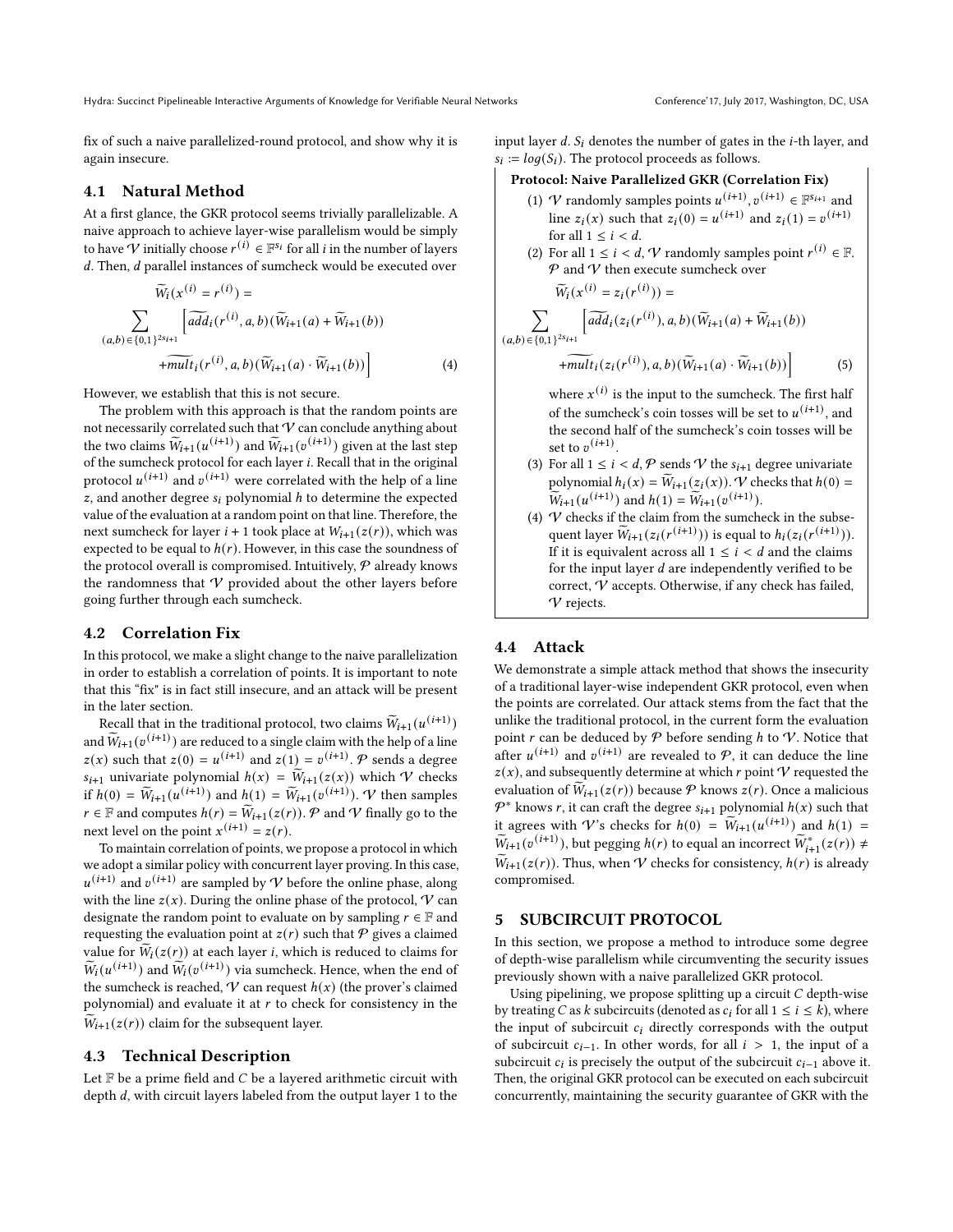fix of such a naive parallelized-round protocol, and show why it is again insecure.

## 4.1 Natural Method

At a first glance, the GKR protocol seems trivially parallelizable. A naive approach to achieve layer-wise parallelism would be simply to have $\mathcal{V}$ initially choose $r^{(i)} \in \mathbb{F}^{s_i}$ for all $i$ in the number of layers $d$. Then, $d$ parallel instances of sumcheck would be executed over

$$\widetilde{W}_i(x^{(i)} = r^{(i)}) = \sum_{(a,b)\in\{0,1\}^{2s_{i+1}}} \Big[\widetilde{add}_i(r^{(i)}, a, b)(\widetilde{W}_{i+1}(a) + \widetilde{W}_{i+1}(b)) + \widetilde{mult}_i(r^{(i)}, a, b)(\widetilde{W}_{i+1}(a) \cdot \widetilde{W}_{i+1}(b))\Big] \quad (4)$$

However, we establish that this is not secure.

The problem with this approach is that the random points are not necessarily correlated such that $\mathcal{V}$ can conclude anything about the two claims $\widetilde{W}_{i+1}(u^{(i+1)})$ and $\widetilde{W}_{i+1}(v^{(i+1)})$ given at the last step of the sumcheck protocol for each layer $i$. Recall that in the original protocol $u^{(i+1)}$ and $v^{(i+1)}$ were correlated with the help of a line $z$, and another degree $s_i$ polynomial $h$ to determine the expected value of the evaluation at a random point on that line. Therefore, the next sumcheck for layer $i+1$ took place at $W_{i+1}(z(r))$, which was expected to be equal to $h(r)$. However, in this case the soundness of the protocol overall is compromised. Intuitively, $\mathcal{P}$ already knows the randomness that $\mathcal{V}$ provided about the other layers before going further through each sumcheck.

## 4.2 Correlation Fix

In this protocol, we make a slight change to the naive parallelization in order to establish a correlation of points. It is important to note that this "fix" is in fact still insecure, and an attack will be present in the later section.

Recall that in the traditional protocol, two claims $\widetilde{W}_{i+1}(u^{(i+1)})$ and $\widetilde{W}_{i+1}(v^{(i+1)})$ are reduced to a single claim with the help of a line $z(x)$ such that $z(0) = u^{(i+1)}$ and $z(1) = v^{(i+1)}$. $\mathcal{P}$ sends a degree $s_{i+1}$ univariate polynomial $h(x) = \widetilde{W}_{i+1}(z(x))$ which $\mathcal{V}$ checks if $h(0) = \widetilde{W}_{i+1}(u^{(i+1)})$ and $h(1) = \widetilde{W}_{i+1}(v^{(i+1)})$. $\mathcal{V}$ then samples $r \in \mathbb{F}$ and computes $h(r) = \widetilde{W}_{i+1}(z(r))$. $\mathcal{P}$ and $\mathcal{V}$ finally go to the next level on the point $x^{(i+1)} = z(r)$.

To maintain correlation of points, we propose a protocol in which we adopt a similar policy with concurrent layer proving. In this case, $u^{(i+1)}$ and $v^{(i+1)}$ are sampled by $\mathcal{V}$ before the online phase, along with the line $z(x)$. During the online phase of the protocol, $\mathcal{V}$ can designate the random point to evaluate on by sampling $r \in \mathbb{F}$ and requesting the evaluation point at $z(r)$ such that $\mathcal{P}$ gives a claimed value for $\widetilde{W}_i(z(r))$ at each layer $i$, which is reduced to claims for $\widetilde{W}_i(u^{(i+1)})$ and $\widetilde{W}_i(v^{(i+1)})$ via sumcheck. Hence, when the end of the sumcheck is reached, $\mathcal{V}$ can request $h(x)$ (the prover's claimed polynomial) and evaluate it at $r$ to check for consistency in the $\widetilde{W}_{i+1}(z(r))$ claim for the subsequent layer.

## 4.3 Technical Description

Let $\mathbb{F}$ be a prime field and $C$ be a layered arithmetic circuit with depth $d$, with circuit layers labeled from the output layer 1 to the input layer $d$. $S_i$ denotes the number of gates in the $i$-th layer, and $s_i := log(S_i)$. The protocol proceeds as follows.

**Protocol: Naive Parallelized GKR (Correlation Fix)**

1. $\mathcal{V}$ randomly samples points $u^{(i+1)}, v^{(i+1)} \in \mathbb{F}^{s_{i+1}}$ and line $z_i(x)$ such that $z_i(0) = u^{(i+1)}$ and $z_i(1) = v^{(i+1)}$ for all $1 \le i < d$.
2. For all $1 \le i < d$, $\mathcal{V}$ randomly samples point $r^{(i)} \in \mathbb{F}$. $\mathcal{P}$ and $\mathcal{V}$ then execute sumcheck over

$$\widetilde{W}_i(x^{(i)} = z_i(r^{(i)})) = \sum_{(a,b)\in\{0,1\}^{2s_{i+1}}} \Big[\widetilde{add}_i(z_i(r^{(i)}), a, b)(\widetilde{W}_{i+1}(a) + \widetilde{W}_{i+1}(b)) + \widetilde{mult}_i(z_i(r^{(i)}), a, b)(\widetilde{W}_{i+1}(a) \cdot \widetilde{W}_{i+1}(b))\Big] \quad (5)$$

   where $x^{(i)}$ is the input to the sumcheck. The first half of the sumcheck's coin tosses will be set to $u^{(i+1)}$, and the second half of the sumcheck's coin tosses will be set to $v^{(i+1)}$.
3. For all $1 \le i < d$, $\mathcal{P}$ sends $\mathcal{V}$ the $s_{i+1}$ degree univariate polynomial $h_i(x) = \widetilde{W}_{i+1}(z_i(x))$. $\mathcal{V}$ checks that $h(0) = \widetilde{W}_{i+1}(u^{(i+1)})$ and $h(1) = \widetilde{W}_{i+1}(v^{(i+1)})$.
4. $\mathcal{V}$ checks if the claim from the sumcheck in the subsequent layer $\widetilde{W}_{i+1}(z_i(r^{(i+1)}))$ is equal to $h_i(z_i(r^{(i+1)}))$. If it is equivalent across all $1 \le i < d$ and the claims for the input layer $d$ are independently verified to be correct, $\mathcal{V}$ accepts. Otherwise, if any check has failed, $\mathcal{V}$ rejects.

## 4.4 Attack

We demonstrate a simple attack method that shows the insecurity of a traditional layer-wise independent GKR protocol, even when the points are correlated. Our attack stems from the fact that the unlike the traditional protocol, in the current form the evaluation point $r$ can be deduced by $\mathcal{P}$ before sending $h$ to $\mathcal{V}$. Notice that after $u^{(i+1)}$ and $v^{(i+1)}$ are revealed to $\mathcal{P}$, it can deduce the line $z(x)$, and subsequently determine at which $r$ point $\mathcal{V}$ requested the evaluation of $\widetilde{W}_{i+1}(z(r))$ because $\mathcal{P}$ knows $z(r)$. Once a malicious $\mathcal{P}^*$ knows $r$, it can craft the degree $s_{i+1}$ polynomial $h(x)$ such that it agrees with $\mathcal{V}$'s checks for $h(0) = \widetilde{W}_{i+1}(u^{(i+1)})$ and $h(1) = \widetilde{W}_{i+1}(v^{(i+1)})$, but pegging $h(r)$ to equal an incorrect $\widetilde{W}^*_{i+1}(z(r)) \neq \widetilde{W}_{i+1}(z(r))$. Thus, when $\mathcal{V}$ checks for consistency, $h(r)$ is already compromised.

# 5 SUBCIRCUIT PROTOCOL

In this section, we propose a method to introduce some degree of depth-wise parallelism while circumventing the security issues previously shown with a naive parallelized GKR protocol.

Using pipelining, we propose splitting up a circuit $C$ depth-wise by treating $C$ as $k$ subcircuits (denoted as $c_i$ for all $1 \le i \le k$), where the input of subcircuit $c_i$ directly corresponds with the output of subcircuit $c_{i-1}$. In other words, for all $i > 1$, the input of a subcircuit $c_i$ is precisely the output of the subcircuit $c_{i-1}$ above it. Then, the original GKR protocol can be executed on each subcircuit concurrently, maintaining the security guarantee of GKR with the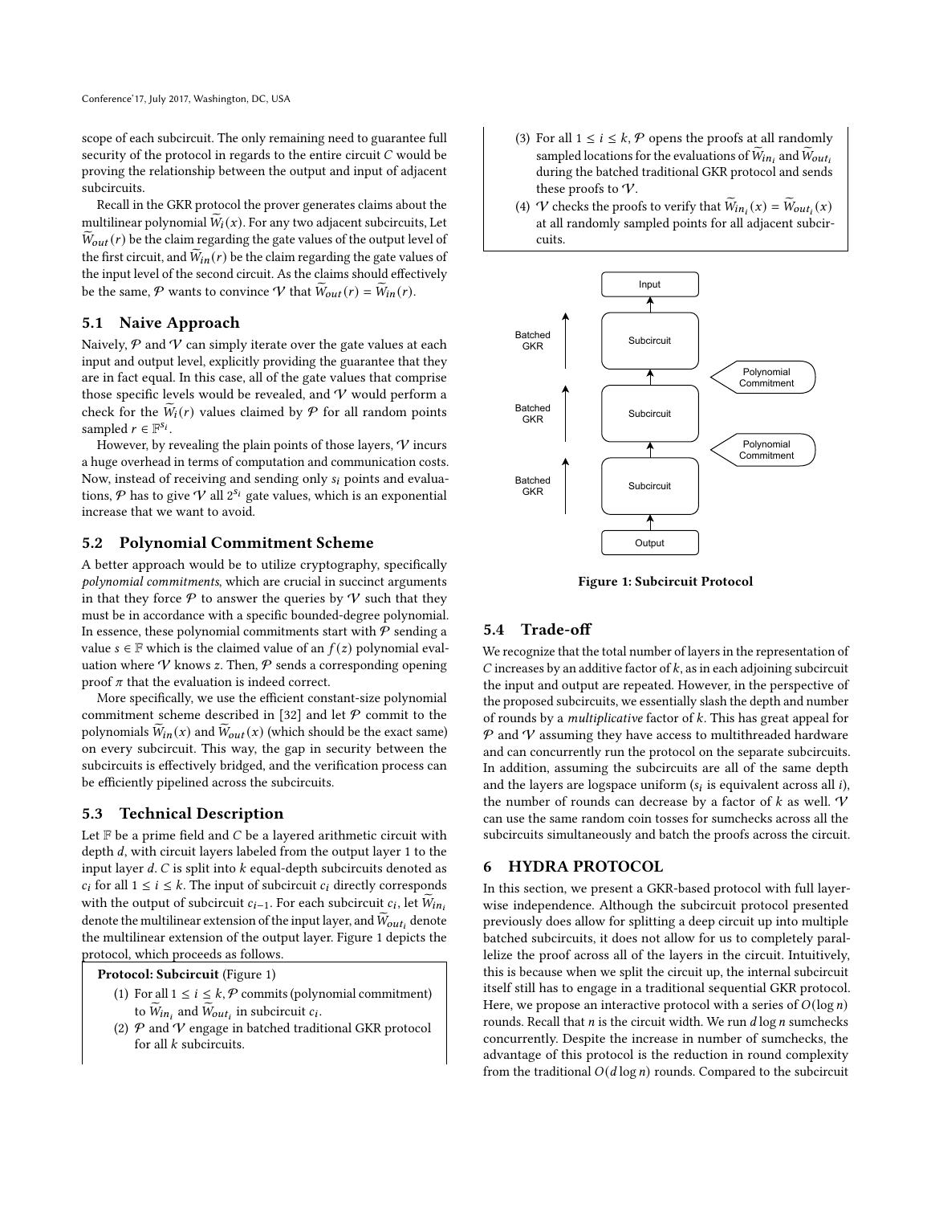scope of each subcircuit. The only remaining need to guarantee full security of the protocol in regards to the entire circuit $C$ would be proving the relationship between the output and input of adjacent subcircuits.

Recall in the GKR protocol the prover generates claims about the multilinear polynomial $\widetilde{W}_i(x)$. For any two adjacent subcircuits, Let $\widetilde{W}_{out}(r)$ be the claim regarding the gate values of the output level of the first circuit, and $\widetilde{W}_{in}(r)$ be the claim regarding the gate values of the input level of the second circuit. As the claims should effectively be the same, $\mathcal{P}$ wants to convince $\mathcal{V}$ that $\widetilde{W}_{out}(r) = \widetilde{W}_{in}(r)$.

## 5.1 Naive Approach

Naively, $\mathcal{P}$ and $\mathcal{V}$ can simply iterate over the gate values at each input and output level, explicitly providing the guarantee that they are in fact equal. In this case, all of the gate values that comprise those specific levels would be revealed, and $\mathcal{V}$ would perform a check for the $\widetilde{W}_i(r)$ values claimed by $\mathcal{P}$ for all random points sampled $r \in \mathbb{F}^{s_i}$.

However, by revealing the plain points of those layers, $\mathcal{V}$ incurs a huge overhead in terms of computation and communication costs. Now, instead of receiving and sending only $s_i$ points and evaluations, $\mathcal{P}$ has to give $\mathcal{V}$ all $2^{s_i}$ gate values, which is an exponential increase that we want to avoid.

## 5.2 Polynomial Commitment Scheme

A better approach would be to utilize cryptography, specifically *polynomial commitments*, which are crucial in succinct arguments in that they force $\mathcal{P}$ to answer the queries by $\mathcal{V}$ such that they must be in accordance with a specific bounded-degree polynomial. In essence, these polynomial commitments start with $\mathcal{P}$ sending a value $s \in \mathbb{F}$ which is the claimed value of an $f(z)$ polynomial evaluation where $\mathcal{V}$ knows $z$. Then, $\mathcal{P}$ sends a corresponding opening proof $\pi$ that the evaluation is indeed correct.

More specifically, we use the efficient constant-size polynomial commitment scheme described in [32] and let $\mathcal{P}$ commit to the polynomials $\widetilde{W}_{in}(x)$ and $\widetilde{W}_{out}(x)$ (which should be the exact same) on every subcircuit. This way, the gap in security between the subcircuits is effectively bridged, and the verification process can be efficiently pipelined across the subcircuits.

## 5.3 Technical Description

Let $\mathbb{F}$ be a prime field and $C$ be a layered arithmetic circuit with depth $d$, with circuit layers labeled from the output layer 1 to the input layer $d$. $C$ is split into $k$ equal-depth subcircuits denoted as $c_i$ for all $1 \leq i \leq k$. The input of subcircuit $c_i$ directly corresponds with the output of subcircuit $c_{i-1}$. For each subcircuit $c_i$, let $\widetilde{W}_{in_i}$ denote the multilinear extension of the input layer, and $\widetilde{W}_{out_i}$ denote the multilinear extension of the output layer. Figure 1 depicts the protocol, which proceeds as follows.

**Protocol: Subcircuit** (Figure 1)

1. For all $1 \leq i \leq k$, $\mathcal{P}$ commits (polynomial commitment) to $\widetilde{W}_{in_i}$ and $\widetilde{W}_{out_i}$ in subcircuit $c_i$.
2. $\mathcal{P}$ and $\mathcal{V}$ engage in batched traditional GKR protocol for all $k$ subcircuits.
3. For all $1 \leq i \leq k$, $\mathcal{P}$ opens the proofs at all randomly sampled locations for the evaluations of $\widetilde{W}_{in_i}$ and $\widetilde{W}_{out_i}$ during the batched traditional GKR protocol and sends these proofs to $\mathcal{V}$.
4. $\mathcal{V}$ checks the proofs to verify that $\widetilde{W}_{in_i}(x) = \widetilde{W}_{out_i}(x)$ at all randomly sampled points for all adjacent subcircuits.

Input

Batched GKR | Subcircuit

Polynomial Commitment

Batched GKR | Subcircuit

Polynomial Commitment

Batched GKR | Subcircuit

Output

**Figure 1: Subcircuit Protocol**

## 5.4 Trade-off

We recognize that the total number of layers in the representation of $C$ increases by an additive factor of $k$, as in each adjoining subcircuit the input and output are repeated. However, in the perspective of the proposed subcircuits, we essentially slash the depth and number of rounds by a *multiplicative* factor of $k$. This has great appeal for $\mathcal{P}$ and $\mathcal{V}$ assuming they have access to multithreaded hardware and can concurrently run the protocol on the separate subcircuits. In addition, assuming the subcircuits are all of the same depth and the layers are logspace uniform ($s_i$ is equivalent across all $i$), the number of rounds can decrease by a factor of $k$ as well. $\mathcal{V}$ can use the same random coin tosses for sumchecks across all the subcircuits simultaneously and batch the proofs across the circuit.

# 6 HYDRA PROTOCOL

In this section, we present a GKR-based protocol with full layer-wise independence. Although the subcircuit protocol presented previously does allow for splitting a deep circuit up into multiple batched subcircuits, it does not allow for us to completely parallelize the proof across all of the layers in the circuit. Intuitively, this is because when we split the circuit up, the internal subcircuit itself still has to engage in a traditional sequential GKR protocol. Here, we propose an interactive protocol with a series of $O(\log n)$ rounds. Recall that $n$ is the circuit width. We run $d \log n$ sumchecks concurrently. Despite the increase in number of sumchecks, the advantage of this protocol is the reduction in round complexity from the traditional $O(d \log n)$ rounds. Compared to the subcircuit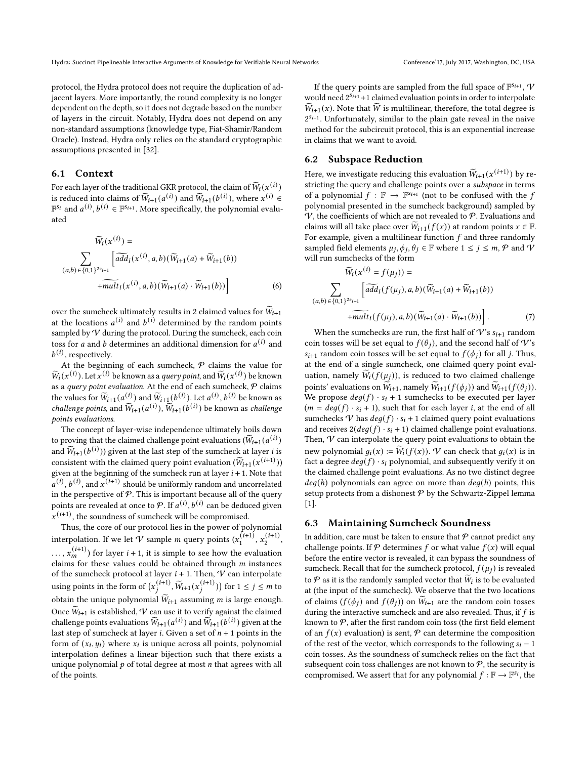protocol, the Hydra protocol does not require the duplication of adjacent layers. More importantly, the round complexity is no longer dependent on the depth, so it does not degrade based on the number of layers in the circuit. Notably, Hydra does not depend on any non-standard assumptions (knowledge type, Fiat-Shamir/Random Oracle). Instead, Hydra only relies on the standard cryptographic assumptions presented in [32].

### 6.1 Context

For each layer of the traditional GKR protocol, the claim of $\widetilde{W}_i(x^{(i)})$ is reduced into claims of $\widetilde{W}_{i+1}(a^{(i)})$ and $\widetilde{W}_{i+1}(b^{(i)})$, where $x^{(i)} \in \mathbb{F}^{s_i}$ and $a^{(i)}, b^{(i)} \in \mathbb{F}^{s_{i+1}}$. More specifically, the polynomial evaluated

$$\widetilde{W}_i(x^{(i)}) = \sum_{(a,b)\in\{0,1\}^{2s_{i+1}}} \Big[\widetilde{add}_i(x^{(i)}, a, b)(\widetilde{W}_{i+1}(a) + \widetilde{W}_{i+1}(b)) + \widetilde{mult}_i(x^{(i)}, a, b)(\widetilde{W}_{i+1}(a) \cdot \widetilde{W}_{i+1}(b))\Big] \quad (6)$$

over the sumcheck ultimately results in 2 claimed values for $\widetilde{W}_{i+1}$ at the locations $a^{(i)}$ and $b^{(i)}$ determined by the random points sampled by $\mathcal{V}$ during the protocol. During the sumcheck, each coin toss for $a$ and $b$ determines an additional dimension for $a^{(i)}$ and $b^{(i)}$, respectively.

At the beginning of each sumcheck, $\mathcal{P}$ claims the value for $\widetilde{W}_i(x^{(i)})$. Let $x^{(i)}$ be known as a *query point*, and $\widetilde{W}_i(x^{(i)})$ be known as a *query point evaluation*. At the end of each sumcheck, $\mathcal{P}$ claims the values for $\widetilde{W}_{i+1}(a^{(i)})$ and $\widetilde{W}_{i+1}(b^{(i)})$. Let $a^{(i)}, b^{(i)}$ be known as *challenge points*, and $\widetilde{W}_{i+1}(a^{(i)})$, $\widetilde{W}_{i+1}(b^{(i)})$ be known as *challenge points evaluations*.

The concept of layer-wise independence ultimately boils down to proving that the claimed challenge point evaluations ($\widetilde{W}_{i+1}(a^{(i)})$ and $\widetilde{W}_{i+1}(b^{(i)})$) given at the last step of the sumcheck at layer $i$ is consistent with the claimed query point evaluation ($\widetilde{W}_{i+1}(x^{(i+1)})$) given at the beginning of the sumcheck run at layer $i+1$. Note that $a^{(i)}$, $b^{(i)}$, and $x^{(i+1)}$ should be uniformly random and uncorrelated in the perspective of $\mathcal{P}$. This is important because all of the query points are revealed at once to $\mathcal{P}$. If $a^{(i)}, b^{(i)}$ can be deduced given $x^{(i+1)}$, the soundness of sumcheck will be compromised.

Thus, the core of our protocol lies in the power of polynomial interpolation. If we let $\mathcal{V}$ sample $m$ query points ($x_1^{(i+1)}$, $x_2^{(i+1)}$, $\ldots, x_m^{(i+1)}$) for layer $i+1$, it is simple to see how the evaluation claims for these values could be obtained through $m$ instances of the sumcheck protocol at layer $i+1$. Then, $\mathcal{V}$ can interpolate using points in the form of $\big(x_j^{(i+1)}, \widetilde{W}_{i+1}(x_j^{(i+1)})\big)$ for $1 \le j \le m$ to obtain the unique polynomial $\widetilde{W}_{i+1}$ assuming $m$ is large enough. Once $\widetilde{W}_{i+1}$ is established, $\mathcal{V}$ can use it to verify against the claimed challenge points evaluations $\widetilde{W}_{i+1}(a^{(i)})$ and $\widetilde{W}_{i+1}(b^{(i)})$ given at the last step of sumcheck at layer $i$. Given a set of $n+1$ points in the form of $(x_i, y_i)$ where $x_i$ is unique across all points, polynomial interpolation defines a linear bijection such that there exists a unique polynomial $p$ of total degree at most $n$ that agrees with all of the points.

If the query points are sampled from the full space of $\mathbb{F}^{s_{i+1}}$, $\mathcal{V}$ would need $2^{s_{i+1}}+1$ claimed evaluation points in order to interpolate $\widetilde{W}_{i+1}(x)$. Note that $\widetilde{W}$ is multilinear, therefore, the total degree is $2^{s_{i+1}}$. Unfortunately, similar to the plain gate reveal in the naive method for the subcircuit protocol, this is an exponential increase in claims that we want to avoid.

### 6.2 Subspace Reduction

Here, we investigate reducing this evaluation $\widetilde{W}_{i+1}(x^{(i+1)})$ by restricting the query and challenge points over a *subspace* in terms of a polynomial $f : \mathbb{F} \to \mathbb{F}^{s_{i+1}}$ (not to be confused with the $f$ polynomial presented in the sumcheck background) sampled by $\mathcal{V}$, the coefficients of which are not revealed to $\mathcal{P}$. Evaluations and claims will all take place over $\widetilde{W}_{i+1}(f(x))$ at random points $x \in \mathbb{F}$. For example, given a multilinear function $f$ and three randomly sampled field elements $\mu_j, \phi_j, \theta_j \in \mathbb{F}$ where $1 \le j \le m$, $\mathcal{P}$ and $\mathcal{V}$ will run sumchecks of the form

$$\widetilde{W}_i(x^{(i)} = f(\mu_j)) = \sum_{(a,b)\in\{0,1\}^{2s_{i+1}}} \Big[\widetilde{add}_i(f(\mu_j), a, b)(\widetilde{W}_{i+1}(a) + \widetilde{W}_{i+1}(b)) + \widetilde{mult}_i(f(\mu_j), a, b)(\widetilde{W}_{i+1}(a) \cdot \widetilde{W}_{i+1}(b))\Big]. \quad (7)$$

When the sumchecks are run, the first half of $\mathcal{V}$'s $s_{i+1}$ random coin tosses will be set equal to $f(\theta_j)$, and the second half of $\mathcal{V}$'s $s_{i+1}$ random coin tosses will be set equal to $f(\phi_j)$ for all $j$. Thus, at the end of a single sumcheck, one claimed query point evaluation, namely $\widetilde{W}_i(f(\mu_j))$, is reduced to two claimed challenge points' evaluations on $\widetilde{W}_{i+1}$, namely $\widetilde{W}_{i+1}(f(\phi_j))$ and $\widetilde{W}_{i+1}(f(\theta_j))$. We propose $deg(f) \cdot s_i + 1$ sumchecks to be executed per layer ($m = deg(f) \cdot s_i + 1$), such that for each layer $i$, at the end of all sumchecks $\mathcal{V}$ has $deg(f) \cdot s_i + 1$ claimed query point evaluations and receives $2(deg(f) \cdot s_i + 1)$ claimed challenge point evaluations. Then, $\mathcal{V}$ can interpolate the query point evaluations to obtain the new polynomial $g_i(x) := \widetilde{W}_i(f(x))$. $\mathcal{V}$ can check that $g_i(x)$ is in fact a degree $deg(f) \cdot s_i$ polynomial, and subsequently verify it on the claimed challenge point evaluations. As no two distinct degree $deg(h)$ polynomials can agree on more than $deg(h)$ points, this setup protects from a dishonest $\mathcal{P}$ by the Schwartz-Zippel lemma [1].

### 6.3 Maintaining Sumcheck Soundness

In addition, care must be taken to ensure that $\mathcal{P}$ cannot predict any challenge points. If $\mathcal{P}$ determines $f$ or what value $f(x)$ will equal before the entire vector is revealed, it can bypass the soundness of sumcheck. Recall that for the sumcheck protocol, $f(\mu_j)$ is revealed to $\mathcal{P}$ as it is the randomly sampled vector that $\widetilde{W}_i$ is to be evaluated at (the input of the sumcheck). We observe that the two locations of claims ($f(\phi_j)$ and $f(\theta_j)$) on $\widetilde{W}_{i+1}$ are the random coin tosses during the interactive sumcheck and are also revealed. Thus, if $f$ is known to $\mathcal{P}$, after the first random coin toss (the first field element of an $f(x)$ evaluation) is sent, $\mathcal{P}$ can determine the composition of the rest of the vector, which corresponds to the following $s_i - 1$ coin tosses. As the soundness of sumcheck relies on the fact that subsequent coin toss challenges are not known to $\mathcal{P}$, the security is compromised. We assert that for any polynomial $f : \mathbb{F} \to \mathbb{F}^{s_i}$, the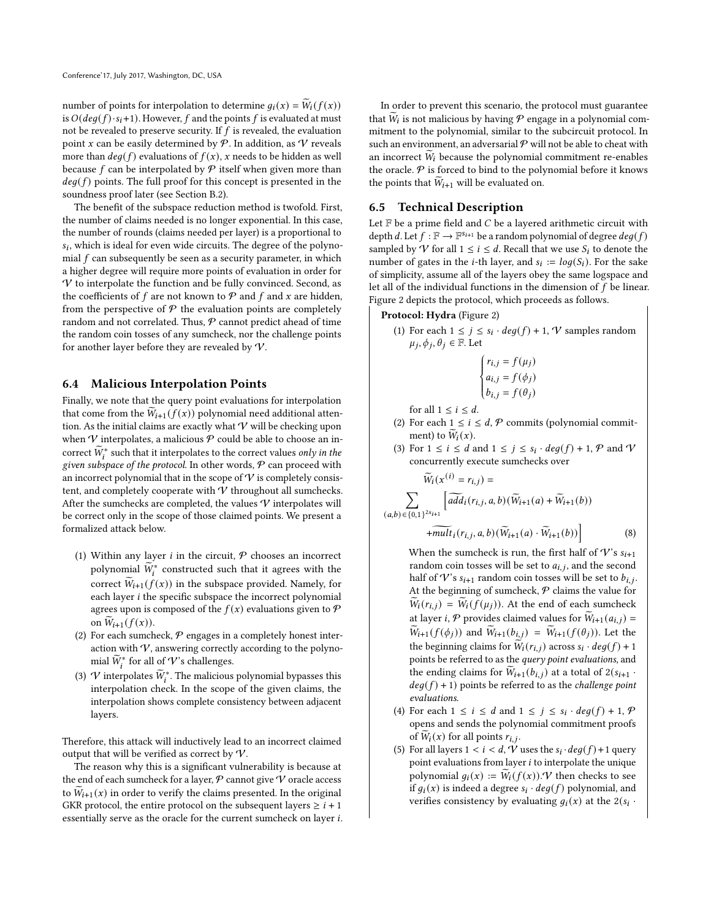number of points for interpolation to determine $g_i(x) = \widetilde{W}_i(f(x))$ is $O(deg(f) \cdot s_i + 1)$. However, $f$ and the points $f$ is evaluated at must not be revealed to preserve security. If $f$ is revealed, the evaluation point $x$ can be easily determined by $\mathcal{P}$. In addition, as $\mathcal{V}$ reveals more than $deg(f)$ evaluations of $f(x)$, $x$ needs to be hidden as well because $f$ can be interpolated by $\mathcal{P}$ itself when given more than $deg(f)$ points. The full proof for this concept is presented in the soundness proof later (see Section B.2).

The benefit of the subspace reduction method is twofold. First, the number of claims needed is no longer exponential. In this case, the number of rounds (claims needed per layer) is a proportional to $s_i$, which is ideal for even wide circuits. The degree of the polynomial $f$ can subsequently be seen as a security parameter, in which a higher degree will require more points of evaluation in order for $\mathcal{V}$ to interpolate the function and be fully convinced. Second, as the coefficients of $f$ are not known to $\mathcal{P}$ and $f$ and $x$ are hidden, from the perspective of $\mathcal{P}$ the evaluation points are completely random and not correlated. Thus, $\mathcal{P}$ cannot predict ahead of time the random coin tosses of any sumcheck, nor the challenge points for another layer before they are revealed by $\mathcal{V}$.

### 6.4 Malicious Interpolation Points

Finally, we note that the query point evaluations for interpolation that come from the $\widetilde{W}_{i+1}(f(x))$ polynomial need additional attention. As the initial claims are exactly what $\mathcal{V}$ will be checking upon when $\mathcal{V}$ interpolates, a malicious $\mathcal{P}$ could be able to choose an incorrect $\widetilde{W}_i^*$ such that it interpolates to the correct values *only in the given subspace of the protocol*. In other words, $\mathcal{P}$ can proceed with an incorrect polynomial that in the scope of $\mathcal{V}$ is completely consistent, and completely cooperate with $\mathcal{V}$ throughout all sumchecks. After the sumchecks are completed, the values $\mathcal{V}$ interpolates will be correct only in the scope of those claimed points. We present a formalized attack below.

(1) Within any layer $i$ in the circuit, $\mathcal{P}$ chooses an incorrect polynomial $\widetilde{W}_i^*$ constructed such that it agrees with the correct $\widetilde{W}_{i+1}(f(x))$ in the subspace provided. Namely, for each layer $i$ the specific subspace the incorrect polynomial agrees upon is composed of the $f(x)$ evaluations given to $\mathcal{P}$ on $\widetilde{W}_{i+1}(f(x))$.
(2) For each sumcheck, $\mathcal{P}$ engages in a completely honest interaction with $\mathcal{V}$, answering correctly according to the polynomial $\widetilde{W}_i^*$ for all of $\mathcal{V}$'s challenges.
(3) $\mathcal{V}$ interpolates $\widetilde{W}_i^*$. The malicious polynomial bypasses this interpolation check. In the scope of the given claims, the interpolation shows complete consistency between adjacent layers.

Therefore, this attack will inductively lead to an incorrect claimed output that will be verified as correct by $\mathcal{V}$.

The reason why this is a significant vulnerability is because at the end of each sumcheck for a layer, $\mathcal{P}$ cannot give $\mathcal{V}$ oracle access to $\widetilde{W}_{i+1}(x)$ in order to verify the claims presented. In the original GKR protocol, the entire protocol on the subsequent layers $\geq i+1$ essentially serve as the oracle for the current sumcheck on layer $i$.

In order to prevent this scenario, the protocol must guarantee that $\widetilde{W}_i$ is not malicious by having $\mathcal{P}$ engage in a polynomial commitment to the polynomial, similar to the subcircuit protocol. In such an environment, an adversarial $\mathcal{P}$ will not be able to cheat with an incorrect $\widetilde{W}_i$ because the polynomial commitment re-enables the oracle. $\mathcal{P}$ is forced to bind to the polynomial before it knows the points that $\widetilde{W}_{i+1}$ will be evaluated on.

### 6.5 Technical Description

Let $\mathbb{F}$ be a prime field and $C$ be a layered arithmetic circuit with depth $d$. Let $f : \mathbb{F} \rightarrow \mathbb{F}^{s_{i+1}}$ be a random polynomial of degree $deg(f)$ sampled by $\mathcal{V}$ for all $1 \leq i \leq d$. Recall that we use $S_i$ to denote the number of gates in the $i$-th layer, and $s_i := log(S_i)$. For the sake of simplicity, assume all of the layers obey the same logspace and let all of the individual functions in the dimension of $f$ be linear. Figure 2 depicts the protocol, which proceeds as follows.

**Protocol: Hydra** (Figure 2)

(1) For each $1 \leq j \leq s_i \cdot deg(f) + 1$, $\mathcal{V}$ samples random $\mu_j, \phi_j, \theta_j \in \mathbb{F}$. Let
$$\begin{cases} r_{i,j} = f(\mu_j) \\ a_{i,j} = f(\phi_j) \\ b_{i,j} = f(\theta_j) \end{cases}$$
for all $1 \leq i \leq d$.
(2) For each $1 \leq i \leq d$, $\mathcal{P}$ commits (polynomial commitment) to $\widetilde{W}_i(x)$.
(3) For $1 \leq i \leq d$ and $1 \leq j \leq s_i \cdot deg(f) + 1$, $\mathcal{P}$ and $\mathcal{V}$ concurrently execute sumchecks over
$$\widetilde{W}_i(x^{(i)} = r_{i,j}) = \sum_{(a,b)\in\{0,1\}^{2s_{i+1}}} \Big[\widetilde{add}_i(r_{i,j}, a, b)(\widetilde{W}_{i+1}(a) + \widetilde{W}_{i+1}(b)) + \widetilde{mult}_i(r_{i,j}, a, b)(\widetilde{W}_{i+1}(a) \cdot \widetilde{W}_{i+1}(b))\Big] \quad (8)$$
When the sumcheck is run, the first half of $\mathcal{V}$'s $s_{i+1}$ random coin tosses will be set to $a_{i,j}$, and the second half of $\mathcal{V}$'s $s_{i+1}$ random coin tosses will be set to $b_{i,j}$. At the beginning of sumcheck, $\mathcal{P}$ claims the value for $\widetilde{W}_i(r_{i,j}) = \widetilde{W}_i(f(\mu_j))$. At the end of each sumcheck at layer $i$, $\mathcal{P}$ provides claimed values for $\widetilde{W}_{i+1}(a_{i,j}) = \widetilde{W}_{i+1}(f(\phi_j))$ and $\widetilde{W}_{i+1}(b_{i,j}) = \widetilde{W}_{i+1}(f(\theta_j))$. Let the beginning claims for $\widetilde{W}_i(r_{i,j})$ across $s_i \cdot deg(f) + 1$ points be referred to as the *query point evaluations*, and the ending claims for $\widetilde{W}_{i+1}(b_{i,j})$ at a total of $2(s_{i+1} \cdot deg(f) + 1)$ points be referred to as the *challenge point evaluations*.
(4) For each $1 \leq i \leq d$ and $1 \leq j \leq s_i \cdot deg(f) + 1$, $\mathcal{P}$ opens and sends the polynomial commitment proofs of $\widetilde{W}_i(x)$ for all points $r_{i,j}$.
(5) For all layers $1 < i < d$, $\mathcal{V}$ uses the $s_i \cdot deg(f) + 1$ query point evaluations from layer $i$ to interpolate the unique polynomial $g_i(x) := \widetilde{W}_i(f(x))$. $\mathcal{V}$ then checks to see if $g_i(x)$ is indeed a degree $s_i \cdot deg(f)$ polynomial, and verifies consistency by evaluating $g_i(x)$ at the $2(s_i \cdot$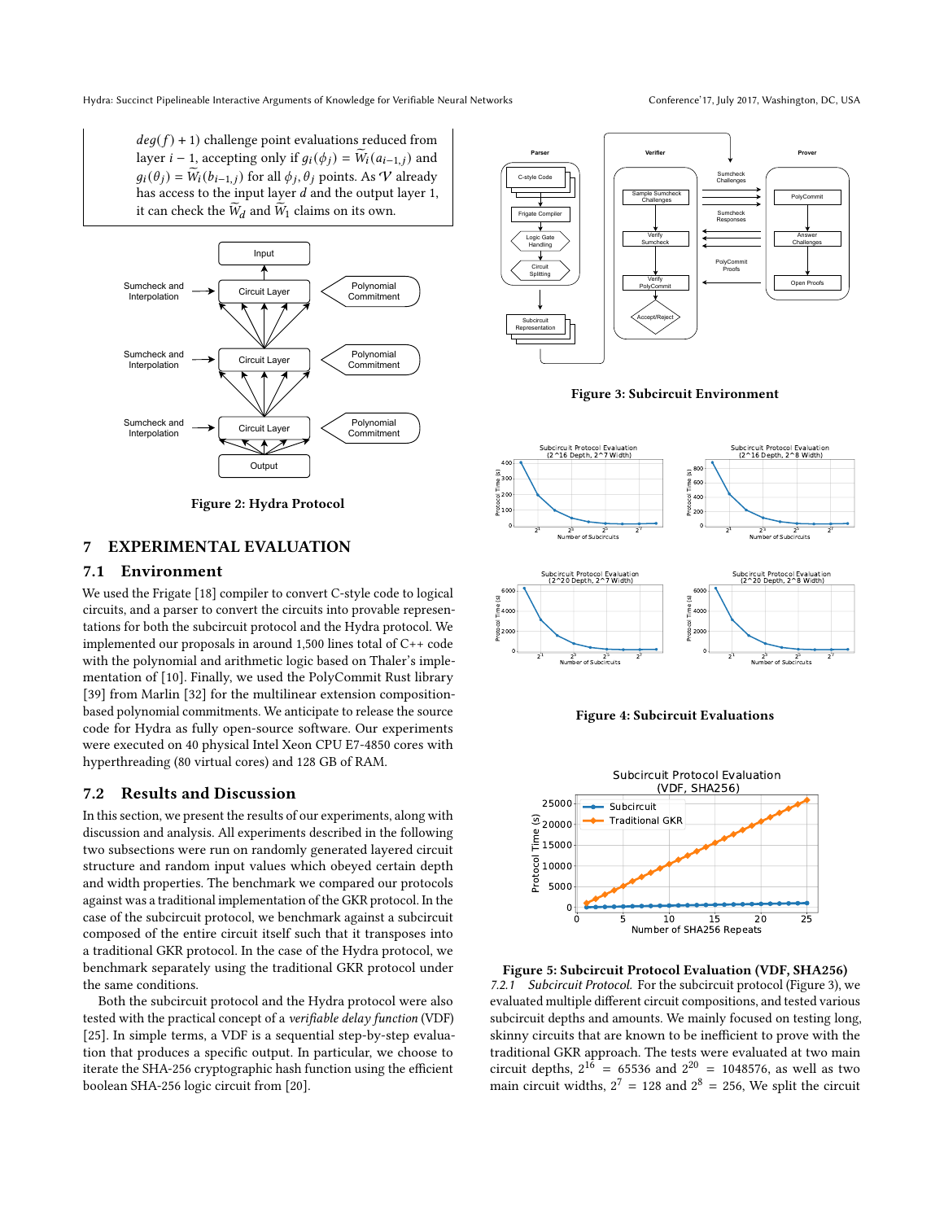$deg(f) + 1$) challenge point evaluations reduced from layer $i-1$, accepting only if $g_i(\phi_j) = \widetilde{W}_i(a_{i-1,j})$ and $g_i(\theta_j) = \widetilde{W}_i(b_{i-1,j})$ for all $\phi_j, \theta_j$ points. As $\mathcal{V}$ already has access to the input layer $d$ and the output layer 1, it can check the $\widetilde{W}_d$ and $\widetilde{W}_1$ claims on its own.

Figure 2: Hydra Protocol

Figure 3: Subcircuit Environment

Figure 4: Subcircuit Evaluations

Figure 5: Subcircuit Protocol Evaluation (VDF, SHA256)

## 7 EXPERIMENTAL EVALUATION

### 7.1 Environment

We used the Frigate [18] compiler to convert C-style code to logical circuits, and a parser to convert the circuits into provable representations for both the subcircuit protocol and the Hydra protocol. We implemented our proposals in around 1,500 lines total of C++ code with the polynomial and arithmetic logic based on Thaler's implementation of [10]. Finally, we used the PolyCommit Rust library [39] from Marlin [32] for the multilinear extension composition-based polynomial commitments. We anticipate to release the source code for Hydra as fully open-source software. Our experiments were executed on 40 physical Intel Xeon CPU E7-4850 cores with hyperthreading (80 virtual cores) and 128 GB of RAM.

### 7.2 Results and Discussion

In this section, we present the results of our experiments, along with discussion and analysis. All experiments described in the following two subsections were run on randomly generated layered circuit structure and random input values which obeyed certain depth and width properties. The benchmark we compared our protocols against was a traditional implementation of the GKR protocol. In the case of the subcircuit protocol, we benchmark against a subcircuit composed of the entire circuit itself such that it transposes into a traditional GKR protocol. In the case of the Hydra protocol, we benchmark separately using the traditional GKR protocol under the same conditions.

Both the subcircuit protocol and the Hydra protocol were also tested with the practical concept of a *verifiable delay function* (VDF) [25]. In simple terms, a VDF is a sequential step-by-step evaluation that produces a specific output. In particular, we choose to iterate the SHA-256 cryptographic hash function using the efficient boolean SHA-256 logic circuit from [20].

*7.2.1 Subcircuit Protocol.* For the subcircuit protocol (Figure 3), we evaluated multiple different circuit compositions, and tested various subcircuit depths and amounts. We mainly focused on testing long, skinny circuits that are known to be inefficient to prove with the traditional GKR approach. The tests were evaluated at two main circuit depths, $2^{16} = 65536$ and $2^{20} = 1048576$, as well as two main circuit widths, $2^7 = 128$ and $2^8 = 256$, We split the circuit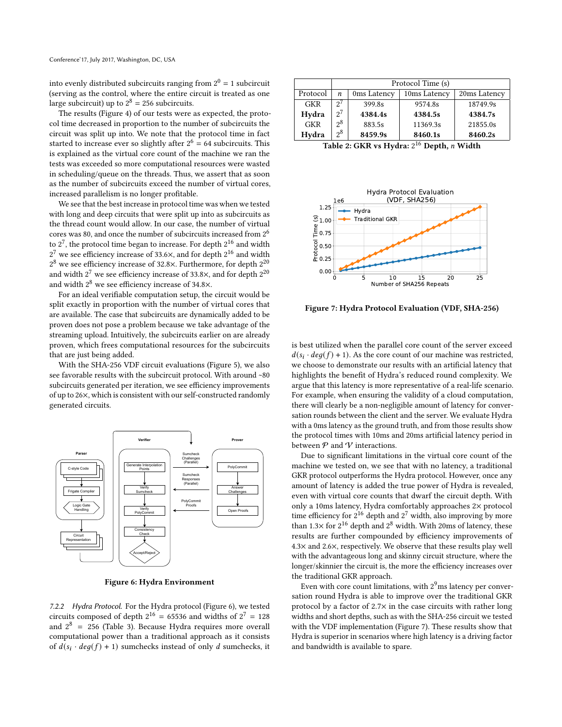into evenly distributed subcircuits ranging from $2^0 = 1$ subcircuit (serving as the control, where the entire circuit is treated as one large subcircuit) up to $2^8 = 256$ subcircuits.

The results (Figure 4) of our tests were as expected, the protocol time decreased in proportion to the number of subcircuits the circuit was split up into. We note that the protocol time in fact started to increase ever so slightly after $2^6 = 64$ subcircuits. This is explained as the virtual core count of the machine we ran the tests was exceeded so more computational resources were wasted in scheduling/queue on the threads. Thus, we assert that as soon as the number of subcircuits exceed the number of virtual cores, increased parallelism is no longer profitable.

We see that the best increase in protocol time was when we tested with long and deep circuits that were split up into as subcircuits as the thread count would allow. In our case, the number of virtual cores was 80, and once the number of subcircuits increased from $2^6$ to $2^7$, the protocol time began to increase. For depth $2^{16}$ and width $2^7$ we see efficiency increase of 33.6×, and for depth $2^{16}$ and width $2^8$ we see efficiency increase of 32.8×. Furthermore, for depth $2^{20}$ and width $2^7$ we see efficiency increase of 33.8×, and for depth $2^{20}$ and width $2^8$ we see efficiency increase of 34.8×.

For an ideal verifiable computation setup, the circuit would be split exactly in proportion with the number of virtual cores that are available. The case that subcircuits are dynamically added to be proven does not pose a problem because we take advantage of the streaming upload. Intuitively, the subcircuits earlier on are already proven, which frees computational resources for the subcircuits that are just being added.

With the SHA-256 VDF circuit evaluations (Figure 5), we also see favorable results with the subcircuit protocol. With around ~80 subcircuits generated per iteration, we see efficiency improvements of up to 26×, which is consistent with our self-constructed randomly generated circuits.

Figure 6: Hydra Environment

*7.2.2 Hydra Protocol.* For the Hydra protocol (Figure 6), we tested circuits composed of depth $2^{16} = 65536$ and widths of $2^7 = 128$ and $2^8 = 256$ (Table 3). Because Hydra requires more overall computational power than a traditional approach as it consists of $d(s_i \cdot deg(f) + 1)$ sumchecks instead of only $d$ sumchecks, it

| | | Protocol Time (s) | | |
|---|---|---|---|---|
| Protocol | $n$ | 0ms Latency | 10ms Latency | 20ms Latency |
| GKR | $2^7$ | 399.8s | 9574.8s | 18749.9s |
| **Hydra** | $2^7$ | **4384.4s** | **4384.5s** | **4384.7s** |
| GKR | $2^8$ | 883.5s | 11369.3s | 21855.0s |
| **Hydra** | $2^8$ | **8459.9s** | **8460.1s** | **8460.2s** |

**Table 2: GKR vs Hydra: $2^{16}$ Depth, $n$ Width**

**Figure 7: Hydra Protocol Evaluation (VDF, SHA-256)**

is best utilized when the parallel core count of the server exceed $d(s_i \cdot deg(f) + 1)$. As the core count of our machine was restricted, we choose to demonstrate our results with an artificial latency that highlights the benefit of Hydra's reduced round complexity. We argue that this latency is more representative of a real-life scenario. For example, when ensuring the validity of a cloud computation, there will clearly be a non-negligible amount of latency for conversation rounds between the client and the server. We evaluate Hydra with a 0ms latency as the ground truth, and from those results show the protocol times with 10ms and 20ms artificial latency period in between $\mathcal{P}$ and $\mathcal{V}$ interactions.

Due to significant limitations in the virtual core count of the machine we tested on, we see that with no latency, a traditional GKR protocol outperforms the Hydra protocol. However, once any amount of latency is added the true power of Hydra is revealed, even with virtual core counts that dwarf the circuit depth. With only a 10ms latency, Hydra comfortably approaches 2× protocol time efficiency for $2^{16}$ depth and $2^7$ width, also improving by more than 1.3× for $2^{16}$ depth and $2^8$ width. With 20ms of latency, these results are further compounded by efficiency improvements of 4.3× and 2.6×, respectively. We observe that these results play well with the advantageous long and skinny circuit structure, where the longer/skinnier the circuit is, the more the efficiency increases over the traditional GKR approach.

Even with core count limitations, with $2^9$ms latency per conversation round Hydra is able to improve over the traditional GKR protocol by a factor of 2.7× in the case circuits with rather long widths and short depths, such as with the SHA-256 circuit we tested with the VDF implementation (Figure 7). These results show that Hydra is superior in scenarios where high latency is a driving factor and bandwidth is available to spare.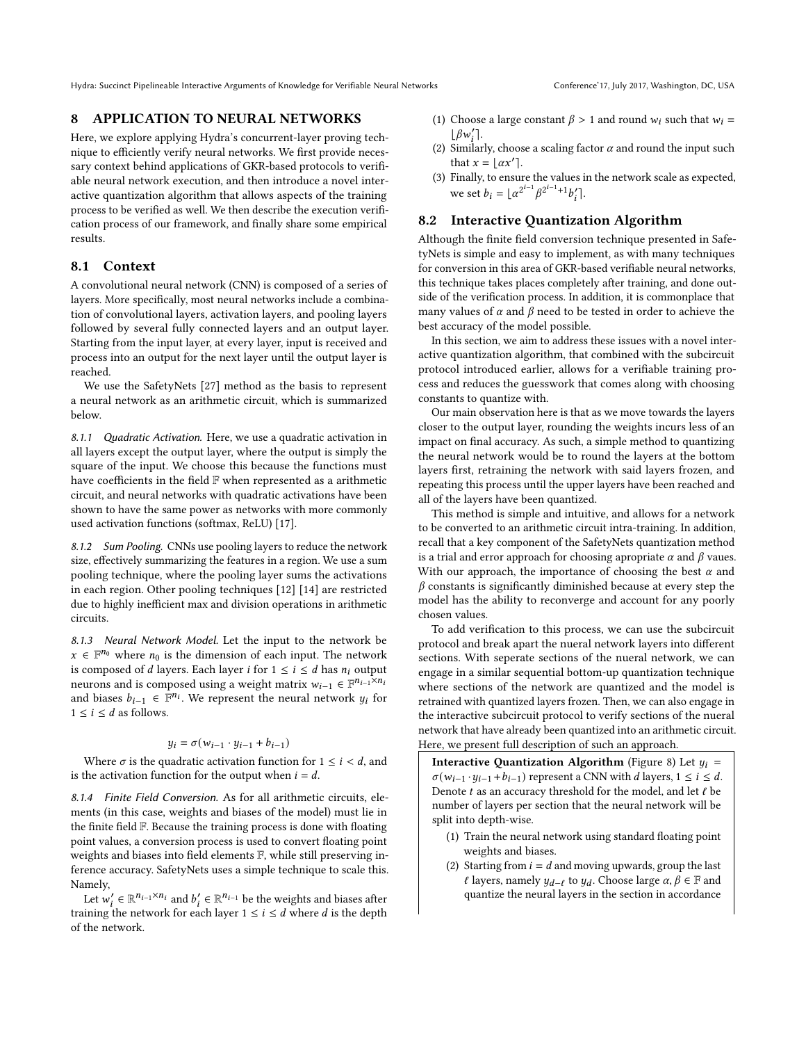## 8 APPLICATION TO NEURAL NETWORKS

Here, we explore applying Hydra's concurrent-layer proving technique to efficiently verify neural networks. We first provide necessary context behind applications of GKR-based protocols to verifiable neural network execution, and then introduce a novel interactive quantization algorithm that allows aspects of the training process to be verified as well. We then describe the execution verification process of our framework, and finally share some empirical results.

### 8.1 Context

A convolutional neural network (CNN) is composed of a series of layers. More specifically, most neural networks include a combination of convolutional layers, activation layers, and pooling layers followed by several fully connected layers and an output layer. Starting from the input layer, at every layer, input is received and process into an output for the next layer until the output layer is reached.

We use the SafetyNets [27] method as the basis to represent a neural network as an arithmetic circuit, which is summarized below.

*8.1.1 Quadratic Activation.* Here, we use a quadratic activation in all layers except the output layer, where the output is simply the square of the input. We choose this because the functions must have coefficients in the field $\mathbb{F}$ when represented as a arithmetic circuit, and neural networks with quadratic activations have been shown to have the same power as networks with more commonly used activation functions (softmax, ReLU) [17].

*8.1.2 Sum Pooling.* CNNs use pooling layers to reduce the network size, effectively summarizing the features in a region. We use a sum pooling technique, where the pooling layer sums the activations in each region. Other pooling techniques [12] [14] are restricted due to highly inefficient max and division operations in arithmetic circuits.

*8.1.3 Neural Network Model.* Let the input to the network be $x \in \mathbb{F}^{n_0}$ where $n_0$ is the dimension of each input. The network is composed of $d$ layers. Each layer $i$ for $1 \leq i \leq d$ has $n_i$ output neurons and is composed using a weight matrix $w_{i-1} \in \mathbb{F}^{n_{i-1} \times n_i}$ and biases $b_{i-1} \in \mathbb{F}^{n_i}$. We represent the neural network $y_i$ for $1 \leq i \leq d$ as follows.

$$y_i = \sigma(w_{i-1} \cdot y_{i-1} + b_{i-1})$$

Where $\sigma$ is the quadratic activation function for $1 \leq i < d$, and is the activation function for the output when $i = d$.

*8.1.4 Finite Field Conversion.* As for all arithmetic circuits, elements (in this case, weights and biases of the model) must lie in the finite field $\mathbb{F}$. Because the training process is done with floating point values, a conversion process is used to convert floating point weights and biases into field elements $\mathbb{F}$, while still preserving inference accuracy. SafetyNets uses a simple technique to scale this. Namely,

Let $w'_i \in \mathbb{R}^{n_{i-1} \times n_i}$ and $b'_i \in \mathbb{R}^{n_{i-1}}$ be the weights and biases after training the network for each layer $1 \leq i \leq d$ where $d$ is the depth of the network.

(1) Choose a large constant $\beta > 1$ and round $w_i$ such that $w_i = \lfloor \beta w'_i \rceil$.
(2) Similarly, choose a scaling factor $\alpha$ and round the input such that $x = \lfloor \alpha x' \rceil$.
(3) Finally, to ensure the values in the network scale as expected, we set $b_i = \lfloor \alpha^{2^{i-1}} \beta^{2^{i-1}+1} b'_i \rceil$.

### 8.2 Interactive Quantization Algorithm

Although the finite field conversion technique presented in SafetyNets is simple and easy to implement, as with many techniques for conversion in this area of GKR-based verifiable neural networks, this technique takes places completely after training, and done outside of the verification process. In addition, it is commonplace that many values of $\alpha$ and $\beta$ need to be tested in order to achieve the best accuracy of the model possible.

In this section, we aim to address these issues with a novel interactive quantization algorithm, that combined with the subcircuit protocol introduced earlier, allows for a verifiable training process and reduces the guesswork that comes along with choosing constants to quantize with.

Our main observation here is that as we move towards the layers closer to the output layer, rounding the weights incurs less of an impact on final accuracy. As such, a simple method to quantizing the neural network would be to round the layers at the bottom layers first, retraining the network with said layers frozen, and repeating this process until the upper layers have been reached and all of the layers have been quantized.

This method is simple and intuitive, and allows for a network to be converted to an arithmetic circuit intra-training. In addition, recall that a key component of the SafetyNets quantization method is a trial and error approach for choosing apropriate $\alpha$ and $\beta$ vaues. With our approach, the importance of choosing the best $\alpha$ and $\beta$ constants is significantly diminished because at every step the model has the ability to reconverge and account for any poorly chosen values.

To add verification to this process, we can use the subcircuit protocol and break apart the nueral network layers into different sections. With seperate sections of the nueral network, we can engage in a similar sequential bottom-up quantization technique where sections of the network are quantized and the model is retrained with quantized layers frozen. Then, we can also engage in the interactive subcircuit protocol to verify sections of the nueral network that have already been quantized into an arithmetic circuit. Here, we present full description of such an approach.

**Interactive Quantization Algorithm** (Figure 8) Let $y_i = \sigma(w_{i-1} \cdot y_{i-1} + b_{i-1})$ represent a CNN with $d$ layers, $1 \leq i \leq d$. Denote $t$ as an accuracy threshold for the model, and let $\ell$ be number of layers per section that the neural network will be split into depth-wise.

(1) Train the neural network using standard floating point weights and biases.
(2) Starting from $i = d$ and moving upwards, group the last $\ell$ layers, namely $y_{d-\ell}$ to $y_d$. Choose large $\alpha, \beta \in \mathbb{F}$ and quantize the neural layers in the section in accordance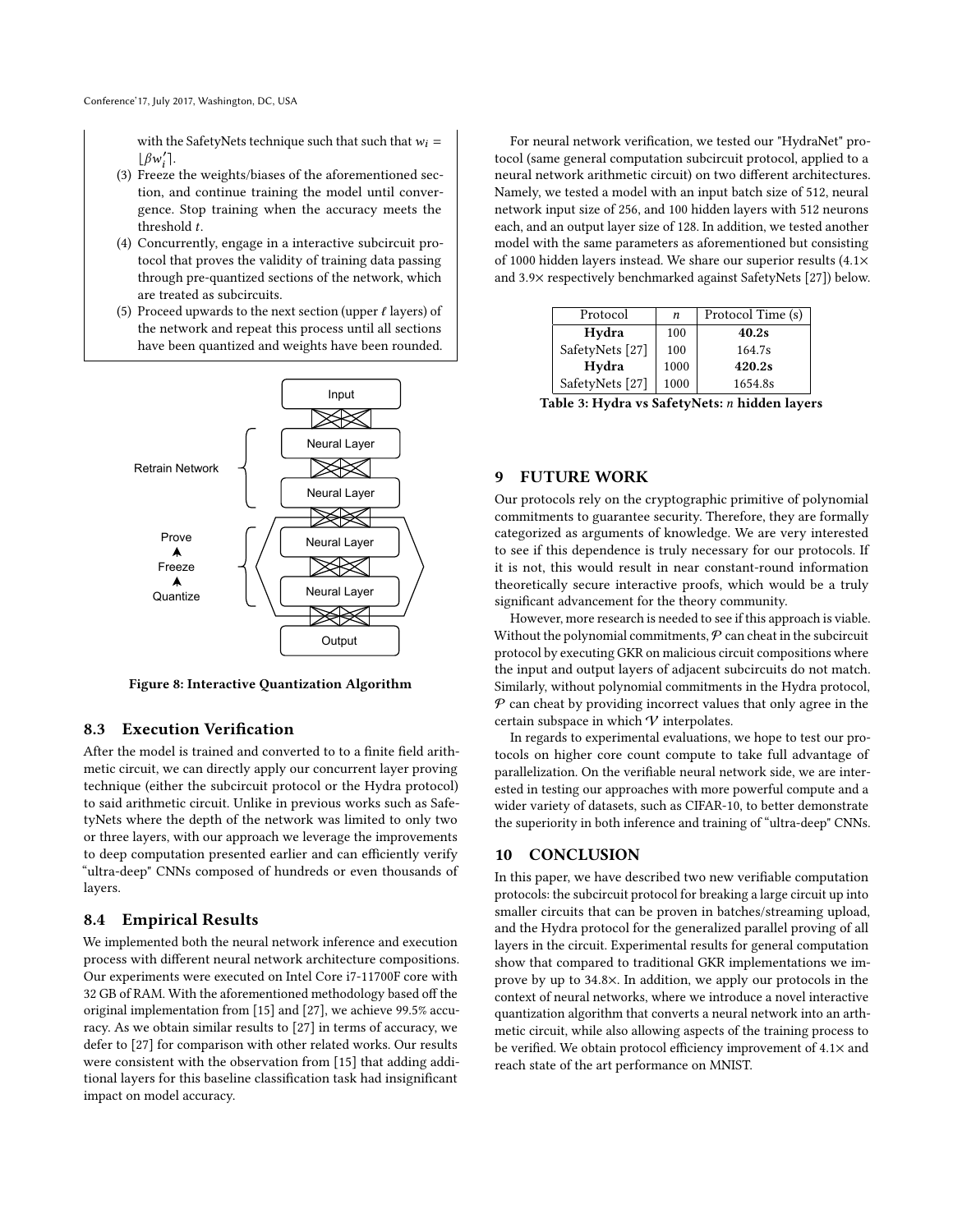with the SafetyNets technique such that such that $w_i = \lfloor \beta w_i' \rceil$.

(3) Freeze the weights/biases of the aforementioned section, and continue training the model until convergence. Stop training when the accuracy meets the threshold $t$.
(4) Concurrently, engage in a interactive subcircuit protocol that proves the validity of training data passing through pre-quantized sections of the network, which are treated as subcircuits.
(5) Proceed upwards to the next section (upper $\ell$ layers) of the network and repeat this process until all sections have been quantized and weights have been rounded.

Figure 8: Interactive Quantization Algorithm

### 8.3 Execution Verification

After the model is trained and converted to to a finite field arithmetic circuit, we can directly apply our concurrent layer proving technique (either the subcircuit protocol or the Hydra protocol) to said arithmetic circuit. Unlike in previous works such as SafetyNets where the depth of the network was limited to only two or three layers, with our approach we leverage the improvements to deep computation presented earlier and can efficiently verify "ultra-deep" CNNs composed of hundreds or even thousands of layers.

### 8.4 Empirical Results

We implemented both the neural network inference and execution process with different neural network architecture compositions. Our experiments were executed on Intel Core i7-11700F core with 32 GB of RAM. With the aforementioned methodology based off the original implementation from [15] and [27], we achieve 99.5% accuracy. As we obtain similar results to [27] in terms of accuracy, we defer to [27] for comparison with other related works. Our results were consistent with the observation from [15] that adding additional layers for this baseline classification task had insignificant impact on model accuracy.

For neural network verification, we tested our "HydraNet" protocol (same general computation subcircuit protocol, applied to a neural network arithmetic circuit) on two different architectures. Namely, we tested a model with an input batch size of 512, neural network input size of 256, and 100 hidden layers with 512 neurons each, and an output layer size of 128. In addition, we tested another model with the same parameters as aforementioned but consisting of 1000 hidden layers instead. We share our superior results (4.1× and 3.9× respectively benchmarked against SafetyNets [27]) below.

| Protocol | $n$ | Protocol Time (s) |
|---|---|---|
| **Hydra** | 100 | **40.2s** |
| SafetyNets [27] | 100 | 164.7s |
| **Hydra** | 1000 | **420.2s** |
| SafetyNets [27] | 1000 | 1654.8s |

Table 3: Hydra vs SafetyNets: $n$ hidden layers

## 9 FUTURE WORK

Our protocols rely on the cryptographic primitive of polynomial commitments to guarantee security. Therefore, they are formally categorized as arguments of knowledge. We are very interested to see if this dependence is truly necessary for our protocols. If it is not, this would result in near constant-round information theoretically secure interactive proofs, which would be a truly significant advancement for the theory community.

However, more research is needed to see if this approach is viable. Without the polynomial commitments, $\mathcal{P}$ can cheat in the subcircuit protocol by executing GKR on malicious circuit compositions where the input and output layers of adjacent subcircuits do not match. Similarly, without polynomial commitments in the Hydra protocol, $\mathcal{P}$ can cheat by providing incorrect values that only agree in the certain subspace in which $\mathcal{V}$ interpolates.

In regards to experimental evaluations, we hope to test our protocols on higher core count compute to take full advantage of parallelization. On the verifiable neural network side, we are interested in testing our approaches with more powerful compute and a wider variety of datasets, such as CIFAR-10, to better demonstrate the superiority in both inference and training of "ultra-deep" CNNs.

## 10 CONCLUSION

In this paper, we have described two new verifiable computation protocols: the subcircuit protocol for breaking a large circuit up into smaller circuits that can be proven in batches/streaming upload, and the Hydra protocol for the generalized parallel proving of all layers in the circuit. Experimental results for general computation show that compared to traditional GKR implementations we improve by up to 34.8×. In addition, we apply our protocols in the context of neural networks, where we introduce a novel interactive quantization algorithm that converts a neural network into an arthmetic circuit, while also allowing aspects of the training process to be verified. We obtain protocol efficiency improvement of 4.1× and reach state of the art performance on MNIST.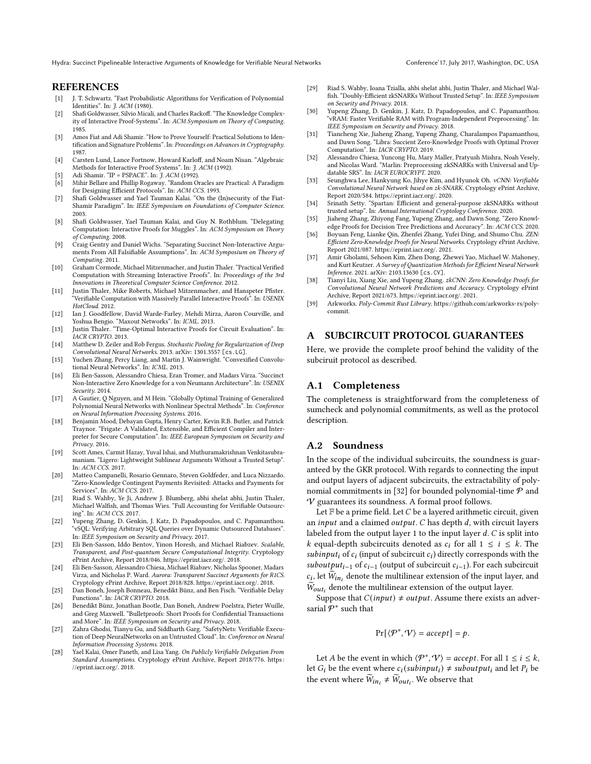## REFERENCES

- [1] J. T. Schwartz. "Fast Probabilistic Algorithms for Verification of Polynomial Identities". In: *J. ACM* (1980).
- [2] Shafi Goldwasser, Silvio Micali, and Charles Rackoff. "The Knowledge Complexity of Interactive Proof-Systems". In: *ACM Symposium on Theory of Computing*. 1985.
- [3] Amos Fiat and Adi Shamir. "How to Prove Yourself: Practical Solutions to Identification and Signature Problems". In: *Proceedings on Advances in Cryptography*. 1987.
- [4] Carsten Lund, Lance Fortnow, Howard Karloff, and Noam Nisan. "Algebraic Methods for Interactive Proof Systems". In: *J. ACM* (1992).
- [5] Adi Shamir. "IP = PSPACE". In: *J. ACM* (1992).
- [6] Mihir Bellare and Phillip Rogaway. "Random Oracles are Practical: A Paradigm for Designing Efficient Protocols". In: *ACM CCS*. 1993.
- [7] Shafi Goldwasser and Yael Tauman Kalai. "On the (In)security of the Fiat-Shamir Paradigm". In: *IEEE Symposium on Foundations of Computer Science*. 2003.
- [8] Shafi Goldwasser, Yael Tauman Kalai, and Guy N. Rothblum. "Delegating Computation: Interactive Proofs for Muggles". In: *ACM Symposium on Theory of Computing*. 2008.
- [9] Craig Gentry and Daniel Wichs. "Separating Succinct Non-Interactive Arguments From All Falsifiable Assumptions". In: *ACM Symposium on Theory of Computing*. 2011.
- [10] Graham Cormode, Michael Mitzenmacher, and Justin Thaler. "Practical Verified Computation with Streaming Interactive Proofs". In: *Proceedings of the 3rd Innovations in Theoretical Computer Science Conference*. 2012.
- [11] Justin Thaler, Mike Roberts, Michael Mitzenmacher, and Hanspeter Pfister. "Verifiable Computation with Massively Parallel Interactive Proofs". In: *USENIX HotCloud*. 2012.
- [12] Ian J. Goodfellow, David Warde-Farley, Mehdi Mirza, Aaron Courville, and Yoshua Bengio. "Maxout Networks". In: *ICML*. 2013.
- [13] Justin Thaler. "Time-Optimal Interactive Proofs for Circuit Evaluation". In: *IACR CRYPTO*. 2013.
- [14] Matthew D. Zeiler and Rob Fergus. *Stochastic Pooling for Regularization of Deep Convolutional Neural Networks*. 2013. arXiv: 1301.3557 [cs.LG].
- [15] Yuchen Zhang, Percy Liang, and Martin J. Wainwright. "Convexified Convolutional Neural Networks". In: *ICML*. 2013.
- [16] Eli Ben-Sasson, Alessandro Chiesa, Eran Tromer, and Madars Virza. "Succinct Non-Interactive Zero Knowledge for a von Neumann Architecture". In: *USENIX Security*. 2014.
- [17] A Gautier, Q Nguyen, and M Hein. "Globally Optimal Training of Generalized Polynomial Neural Networks with Nonlinear Spectral Methods". In: *Conference on Neural Information Processing Systems*. 2016.
- [18] Benjamin Mood, Debayan Gupta, Henry Carter, Kevin R.B. Butler, and Patrick Traynor. "Frigate: A Validated, Extensible, and Efficient Compiler and Interpreter for Secure Computation". In: *IEEE European Symposium on Security and Privacy*. 2016.
- [19] Scott Ames, Carmit Hazay, Yuval Ishai, and Muthuramakrishnan Venkitasubramaniam. "Ligero: Lightweight Sublinear Arguments Without a Trusted Setup". In: *ACM CCS*. 2017.
- [20] Matteo Campanelli, Rosario Gennaro, Steven Goldfeder, and Luca Nizzardo. "Zero-Knowledge Contingent Payments Revisited: Attacks and Payments for Services". In: *ACM CCS*. 2017.
- [21] Riad S. Wahby, Ye Ji, Andrew J. Blumberg, abhi shelat abhi, Justin Thaler, Michael Walfish, and Thomas Wies. "Full Accounting for Verifiable Outsourcing". In: *ACM CCS*. 2017.
- [22] Yupeng Zhang, D. Genkin, J. Katz, D. Papadopoulos, and C. Papamanthou. "vSQL: Verifying Arbitrary SQL Queries over Dynamic Outsourced Databases". In: *IEEE Symposium on Security and Privacy*. 2017.
- [23] Eli Ben-Sasson, Iddo Bentov, Yinon Horesh, and Michael Riabzev. *Scalable, Transparent, and Post-quantum Secure Computational Integrity*. Cryptology ePrint Archive, Report 2018/046. https://eprint.iacr.org/. 2018.
- [24] Eli Ben-Sasson, Alessandro Chiesa, Michael Riabzev, Nicholas Spooner, Madars Virza, and Nicholas P. Ward. *Aurora: Transparent Succinct Arguments for R1CS*. Cryptology ePrint Archive, Report 2018/828. https://eprint.iacr.org/. 2018.
- [25] Dan Boneh, Joseph Bonneau, Benedikt Bünz, and Ben Fisch. "Verifiable Delay Functions". In: *IACR CRYPTO*. 2018.
- [26] Benedikt Bünz, Jonathan Bootle, Dan Boneh, Andrew Poelstra, Pieter Wuille, and Greg Maxwell. "Bulletproofs: Short Proofs for Confidential Transactions and More". In: *IEEE Symposium on Security and Privacy*. 2018.
- [27] Zahra Ghodsi, Tianyu Gu, and Siddharth Garg. "SafetyNets: Verifiable Execution of Deep NeuralNetworks on an Untrusted Cloud". In: *Conference on Neural Information Processing Systems*. 2018.
- [28] Yael Kalai, Omer Paneth, and Lisa Yang. *On Publicly Verifiable Delegation From Standard Assumptions*. Cryptology ePrint Archive, Report 2018/776. https://eprint.iacr.org/. 2018.
- [29] Riad S. Wahby, Ioana Tzialla, abhi shelat abhi, Justin Thaler, and Michael Walfish. "Doubly-Efficient zkSNARKs Without Trusted Setup". In: *IEEE Symposium on Security and Privacy*. 2018.
- [30] Yupeng Zhang, D. Genkin, J. Katz, D. Papadopoulos, and C. Papamanthou. "vRAM: Faster Verifiable RAM with Program-Independent Preprocessing". In: *IEEE Symposium on Security and Privacy*. 2018.
- [31] Tiancheng Xie, Jiaheng Zhang, Yupeng Zhang, Charalampos Papamanthou, and Dawn Song. "Libra: Succient Zero-Knowledge Proofs with Optimal Prover Computation". In: *IACR CRYPTO*. 2019.
- [32] Alessandro Chiesa, Yuncong Hu, Mary Maller, Pratyush Mishra, Noah Vesely, and Nicolas Ward. "Marlin: Preprocessing zkSNARKs with Universal and Updatable SRS". In: *IACR EUROCRYPT*. 2020.
- [33] Seunghwa Lee, Hankyung Ko, Jihye Kim, and Hyunok Oh. *vCNN: Verifiable Convolutional Neural Network based on zk-SNARK*. Cryptology ePrint Archive, Report 2020/584. https://eprint.iacr.org/. 2020.
- [34] Srinath Setty. "Spartan: Efficient and general-purpose zkSNARKs without trusted setup". In: *Annual International Cryptology Conference*. 2020.
- [35] Jiaheng Zhang, Zhiyong Fang, Yupeng Zhang, and Dawn Song. "Zero Knowledge Proofs for Decision Tree Predictions and Accuracy". In: *ACM CCS*. 2020.
- [36] Boyuan Feng, Lianke Qin, Zhenfei Zhang, Yufei Ding, and Shumo Chu. *ZEN: Efficient Zero-Knowledge Proofs for Neural Networks*. Cryptology ePrint Archive, Report 2021/087. https://eprint.iacr.org/. 2021.
- [37] Amir Gholami, Sehoon Kim, Zhen Dong, Zhewei Yao, Michael W. Mahoney, and Kurt Keutzer. *A Survey of Quantization Methods for Efficient Neural Network Inference*. 2021. arXiv: 2103.13630 [cs.CV].
- [38] Tianyi Liu, Xiang Xie, and Yupeng Zhang. *zkCNN: Zero Knowledge Proofs for Convolutional Neural Network Predictions and Accuracy*. Cryptology ePrint Archive, Report 2021/673. https://eprint.iacr.org/. 2021.
- [39] Arkworks. *Poly-Commit Rust Library*. https://github.com/arkworks-rs/poly-commit.

## A SUBCIRCUIT PROTOCOL GUARANTEES

Here, we provide the complete proof behind the validity of the subciruit protocol as described.

### A.1 Completeness

The completeness is straightforward from the completeness of sumcheck and polynomial commitments, as well as the protocol description.

### A.2 Soundness

In the scope of the individual subcircuits, the soundness is guaranteed by the GKR protocol. With regards to connecting the input and output layers of adjacent subcircuits, the extractability of polynomial commitments in [32] for bounded polynomial-time $\mathcal{P}$ and $\mathcal{V}$ guarantees its soundness. A formal proof follows.

Let $\mathbb{F}$ be a prime field. Let $C$ be a layered arithmetic circuit, given an *input* and a claimed *output*. $C$ has depth $d$, with circuit layers labeled from the output layer 1 to the input layer $d$. $C$ is split into $k$ equal-depth subcircuits denoted as $c_i$ for all $1 \leq i \leq k$. The $subinput_i$ of $c_i$ (input of subcircuit $c_i$) directly corresponds with the $suboutput_{i-1}$ of $c_{i-1}$ (output of subcircuit $c_{i-1}$). For each subcircuit $c_i$, let $\widetilde{W}_{in_i}$ denote the multilinear extension of the input layer, and $\widetilde{W}_{out_i}$ denote the multilinear extension of the output layer.

Suppose that $C(input) \neq output$. Assume there exists an adversarial $\mathcal{P}^*$ such that

$$\Pr[\langle \mathcal{P}^*, \mathcal{V} \rangle = accept] = p.$$

Let $A$ be the event in which $\langle \mathcal{P}^*, \mathcal{V} \rangle = accept$. For all $1 \leq i \leq k$, let $G_i$ be the event where $c_i(subinput_i) \neq suboutput_i$ and let $P_i$ be the event where $\widetilde{W}_{in_i} \neq \widetilde{W}_{out_i}$. We observe that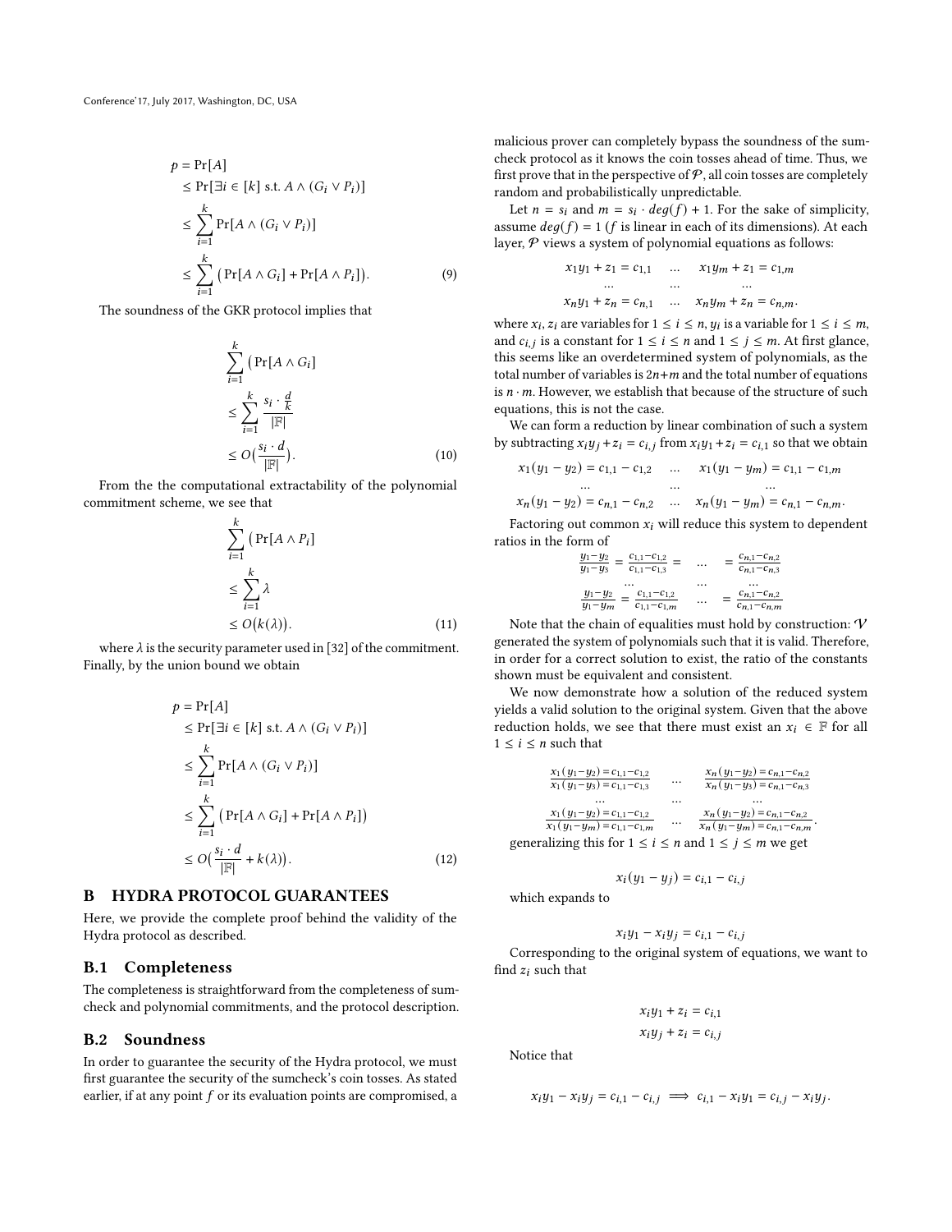$$
\begin{aligned}
p &= \Pr[A] \\
&\leq \Pr[\exists i \in [k] \text{ s.t. } A \wedge (G_i \vee P_i)] \\
&\leq \sum_{i=1}^{k} \Pr[A \wedge (G_i \vee P_i)] \\
&\leq \sum_{i=1}^{k} \big(\Pr[A \wedge G_i] + \Pr[A \wedge P_i]\big).
\end{aligned}
\tag{9}
$$

The soundness of the GKR protocol implies that

$$
\begin{aligned}
&\sum_{i=1}^{k} \big(\Pr[A \wedge G_i] \\
&\leq \sum_{i=1}^{k} \frac{s_i \cdot \frac{d}{k}}{|\mathbb{F}|} \\
&\leq O\big(\frac{s_i \cdot d}{|\mathbb{F}|}\big).
\end{aligned}
\tag{10}
$$

From the the computational extractability of the polynomial commitment scheme, we see that

$$
\begin{aligned}
&\sum_{i=1}^{k} \big(\Pr[A \wedge P_i] \\
&\leq \sum_{i=1}^{k} \lambda \\
&\leq O\big(k(\lambda)\big).
\end{aligned}
\tag{11}
$$

where $\lambda$ is the security parameter used in [32] of the commitment. Finally, by the union bound we obtain

$$
\begin{aligned}
p &= \Pr[A] \\
&\leq \Pr[\exists i \in [k] \text{ s.t. } A \wedge (G_i \vee P_i)] \\
&\leq \sum_{i=1}^{k} \Pr[A \wedge (G_i \vee P_i)] \\
&\leq \sum_{i=1}^{k} \big(\Pr[A \wedge G_i] + \Pr[A \wedge P_i]\big) \\
&\leq O\big(\frac{s_i \cdot d}{|\mathbb{F}|} + k(\lambda)\big).
\end{aligned}
\tag{12}
$$

# B HYDRA PROTOCOL GUARANTEES

Here, we provide the complete proof behind the validity of the Hydra protocol as described.

## B.1 Completeness

The completeness is straightforward from the completeness of sum-check and polynomial commitments, and the protocol description.

## B.2 Soundness

In order to guarantee the security of the Hydra protocol, we must first guarantee the security of the sumcheck's coin tosses. As stated earlier, if at any point $f$ or its evaluation points are compromised, a malicious prover can completely bypass the soundness of the sum-check protocol as it knows the coin tosses ahead of time. Thus, we first prove that in the perspective of $\mathcal{P}$, all coin tosses are completely random and probabilistically unpredictable.

Let $n = s_i$ and $m = s_i \cdot deg(f) + 1$. For the sake of simplicity, assume $deg(f) = 1$ ($f$ is linear in each of its dimensions). At each layer, $\mathcal{P}$ views a system of polynomial equations as follows:

$$
\begin{array}{ccc}
x_1 y_1 + z_1 = c_{1,1} & \dots & x_1 y_m + z_1 = c_{1,m} \\
\dots & \dots & \dots \\
x_n y_1 + z_n = c_{n,1} & \dots & x_n y_m + z_n = c_{n,m}.
\end{array}
$$

where $x_i, z_i$ are variables for $1 \leq i \leq n$, $y_i$ is a variable for $1 \leq i \leq m$, and $c_{i,j}$ is a constant for $1 \leq i \leq n$ and $1 \leq j \leq m$. At first glance, this seems like an overdetermined system of polynomials, as the total number of variables is $2n+m$ and the total number of equations is $n \cdot m$. However, we establish that because of the structure of such equations, this is not the case.

We can form a reduction by linear combination of such a system by subtracting $x_i y_j + z_i = c_{i,j}$ from $x_i y_1 + z_i = c_{i,1}$ so that we obtain

$$
\begin{array}{ccc}
x_1(y_1 - y_2) = c_{1,1} - c_{1,2} & \dots & x_1(y_1 - y_m) = c_{1,1} - c_{1,m} \\
\dots & \dots & \dots \\
x_n(y_1 - y_2) = c_{n,1} - c_{n,2} & \dots & x_n(y_1 - y_m) = c_{n,1} - c_{n,m}.
\end{array}
$$

Factoring out common $x_i$ will reduce this system to dependent ratios in the form of

$$
\begin{array}{ccccc}
\frac{y_1 - y_2}{y_1 - y_3} = \frac{c_{1,1} - c_{1,2}}{c_{1,1} - c_{1,3}} = & \dots & = \frac{c_{n,1} - c_{n,2}}{c_{n,1} - c_{n,3}} \\
\dots & \dots & \dots \\
\frac{y_1 - y_2}{y_1 - y_m} = \frac{c_{1,1} - c_{1,2}}{c_{1,1} - c_{1,m}} & \dots & = \frac{c_{n,1} - c_{n,2}}{c_{n,1} - c_{n,m}}
\end{array}
$$

Note that the chain of equalities must hold by construction: $\mathcal{V}$ generated the system of polynomials such that it is valid. Therefore, in order for a correct solution to exist, the ratio of the constants shown must be equivalent and consistent.

We now demonstrate how a solution of the reduced system yields a valid solution to the original system. Given that the above reduction holds, we see that there must exist an $x_i \in \mathbb{F}$ for all $1 \leq i \leq n$ such that

$$
\begin{array}{ccc}
\frac{x_1(y_1 - y_2) = c_{1,1} - c_{1,2}}{x_1(y_1 - y_3) = c_{1,1} - c_{1,3}} & \dots & \frac{x_n(y_1 - y_2) = c_{n,1} - c_{n,2}}{x_n(y_1 - y_3) = c_{n,1} - c_{n,3}} \\
\dots & \dots & \dots \\
\frac{x_1(y_1 - y_2) = c_{1,1} - c_{1,2}}{x_1(y_1 - y_m) = c_{1,1} - c_{1,m}} & \dots & \frac{x_n(y_1 - y_2) = c_{n,1} - c_{n,2}}{x_n(y_1 - y_m) = c_{n,1} - c_{n,m}}.
\end{array}
$$

generalizing this for $1 \leq i \leq n$ and $1 \leq j \leq m$ we get

$$
x_i(y_1 - y_j) = c_{i,1} - c_{i,j}
$$

which expands to

$$
x_i y_1 - x_i y_j = c_{i,1} - c_{i,j}
$$

Corresponding to the original system of equations, we want to find $z_i$ such that

$$
\begin{aligned}
x_i y_1 + z_i &= c_{i,1} \\
x_i y_j + z_i &= c_{i,j}
\end{aligned}
$$

Notice that

$$
x_i y_1 - x_i y_j = c_{i,1} - c_{i,j} \implies c_{i,1} - x_i y_1 = c_{i,j} - x_i y_j.
$$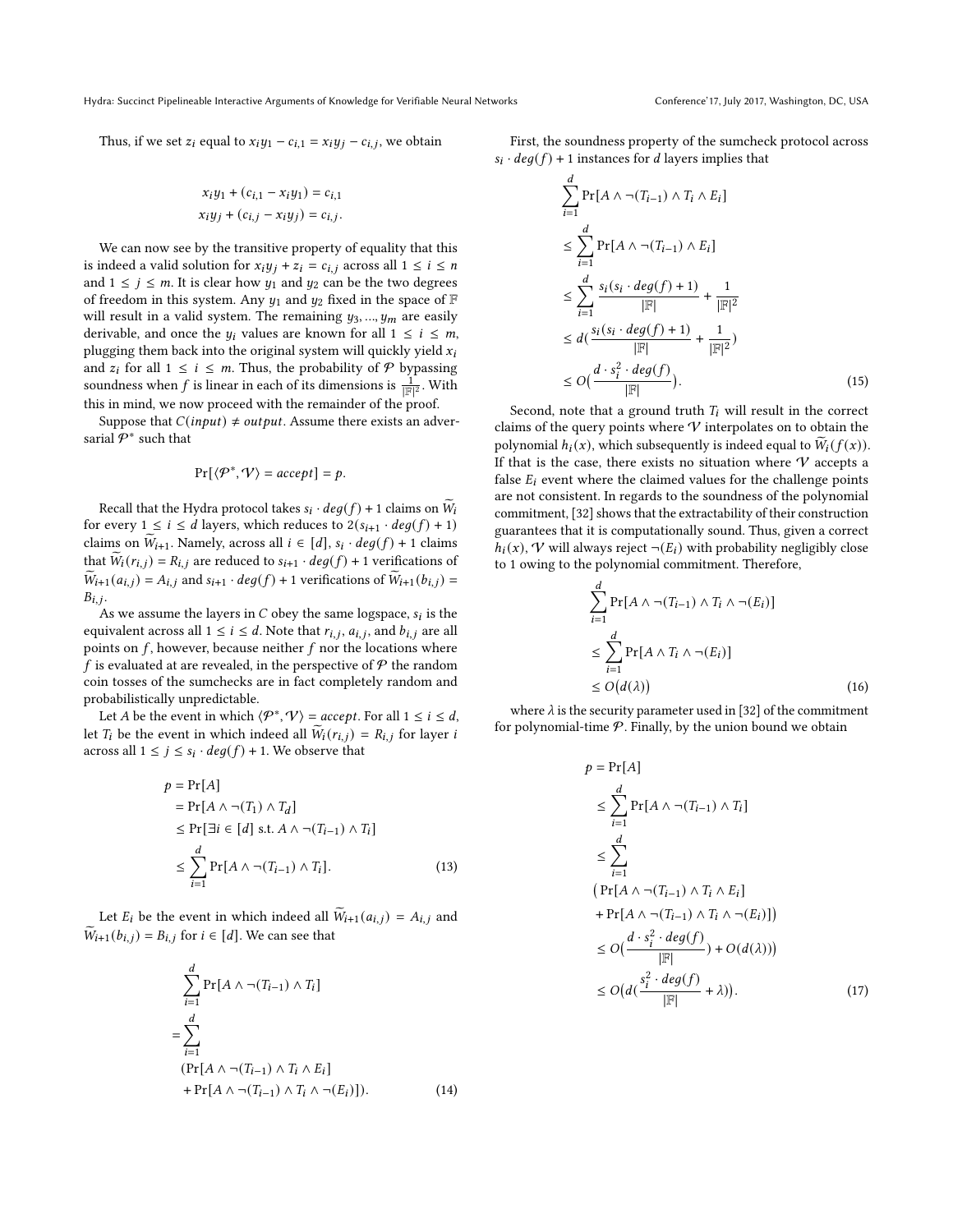Thus, if we set $z_i$ equal to $x_i y_1 - c_{i,1} = x_i y_j - c_{i,j}$, we obtain

$$
\begin{aligned}
x_i y_1 + (c_{i,1} - x_i y_1) &= c_{i,1} \\
x_i y_j + (c_{i,j} - x_i y_j) &= c_{i,j}.
\end{aligned}
$$

We can now see by the transitive property of equality that this is indeed a valid solution for $x_i y_j + z_i = c_{i,j}$ across all $1 \leq i \leq n$ and $1 \leq j \leq m$. It is clear how $y_1$ and $y_2$ can be the two degrees of freedom in this system. Any $y_1$ and $y_2$ fixed in the space of $\mathbb{F}$ will result in a valid system. The remaining $y_3, ..., y_m$ are easily derivable, and once the $y_i$ values are known for all $1 \leq i \leq m$, plugging them back into the original system will quickly yield $x_i$ and $z_i$ for all $1 \leq i \leq m$. Thus, the probability of $\mathcal{P}$ bypassing soundness when $f$ is linear in each of its dimensions is $\frac{1}{|\mathbb{F}|^2}$. With this in mind, we now proceed with the remainder of the proof.

Suppose that $C(input) \neq output$. Assume there exists an adversarial $\mathcal{P}^*$ such that

$$
\Pr[\langle \mathcal{P}^*, \mathcal{V} \rangle = accept] = p.
$$

Recall that the Hydra protocol takes $s_i \cdot deg(f) + 1$ claims on $\widetilde{W}_i$ for every $1 \leq i \leq d$ layers, which reduces to $2(s_{i+1} \cdot deg(f) + 1)$ claims on $\widetilde{W}_{i+1}$. Namely, across all $i \in [d]$, $s_i \cdot deg(f) + 1$ claims that $\widetilde{W}_i(r_{i,j}) = R_{i,j}$ are reduced to $s_{i+1} \cdot deg(f) + 1$ verifications of $\widetilde{W}_{i+1}(a_{i,j}) = A_{i,j}$ and $s_{i+1} \cdot deg(f) + 1$ verifications of $\widetilde{W}_{i+1}(b_{i,j}) = B_{i,j}$.

As we assume the layers in $C$ obey the same logspace, $s_i$ is the equivalent across all $1 \leq i \leq d$. Note that $r_{i,j}$, $a_{i,j}$, and $b_{i,j}$ are all points on $f$, however, because neither $f$ nor the locations where $f$ is evaluated at are revealed, in the perspective of $\mathcal{P}$ the random coin tosses of the sumchecks are in fact completely random and probabilistically unpredictable.

Let $A$ be the event in which $\langle \mathcal{P}^*, \mathcal{V} \rangle = accept$. For all $1 \leq i \leq d$, let $T_i$ be the event in which indeed all $\widetilde{W}_i(r_{i,j}) = R_{i,j}$ for layer $i$ across all $1 \leq j \leq s_i \cdot deg(f) + 1$. We observe that

$$
\begin{aligned}
p &= \Pr[A] \\
&= \Pr[A \wedge \neg(T_1) \wedge T_d] \\
&\leq \Pr[\exists i \in [d] \text{ s.t. } A \wedge \neg(T_{i-1}) \wedge T_i] \\
&\leq \sum_{i=1}^{d} \Pr[A \wedge \neg(T_{i-1}) \wedge T_i]. \qquad (13)
\end{aligned}
$$

Let $E_i$ be the event in which indeed all $\widetilde{W}_{i+1}(a_{i,j}) = A_{i,j}$ and $\widetilde{W}_{i+1}(b_{i,j}) = B_{i,j}$ for $i \in [d]$. We can see that

$$
\begin{aligned}
&\sum_{i=1}^{d} \Pr[A \wedge \neg(T_{i-1}) \wedge T_i] \\
&= \sum_{i=1}^{d} \\
&(\Pr[A \wedge \neg(T_{i-1}) \wedge T_i \wedge E_i] \\
&+ \Pr[A \wedge \neg(T_{i-1}) \wedge T_i \wedge \neg(E_i)]). \qquad (14)
\end{aligned}
$$

First, the soundness property of the sumcheck protocol across $s_i \cdot deg(f) + 1$ instances for $d$ layers implies that

$$
\begin{aligned}
&\sum_{i=1}^{d} \Pr[A \wedge \neg(T_{i-1}) \wedge T_i \wedge E_i] \\
&\leq \sum_{i=1}^{d} \Pr[A \wedge \neg(T_{i-1}) \wedge E_i] \\
&\leq \sum_{i=1}^{d} \frac{s_i(s_i \cdot deg(f) + 1)}{|\mathbb{F}|} + \frac{1}{|\mathbb{F}|^2} \\
&\leq d\Big(\frac{s_i(s_i \cdot deg(f) + 1)}{|\mathbb{F}|} + \frac{1}{|\mathbb{F}|^2}\Big) \\
&\leq O\Big(\frac{d \cdot s_i^2 \cdot deg(f)}{|\mathbb{F}|}\Big). \qquad (15)
\end{aligned}
$$

Second, note that a ground truth $T_i$ will result in the correct claims of the query points where $\mathcal{V}$ interpolates on to obtain the polynomial $h_i(x)$, which subsequently is indeed equal to $\widetilde{W}_i(f(x))$. If that is the case, there exists no situation where $\mathcal{V}$ accepts a false $E_i$ event where the claimed values for the challenge points are not consistent. In regards to the soundness of the polynomial commitment, [32] shows that the extractability of their construction guarantees that it is computationally sound. Thus, given a correct $h_i(x)$, $\mathcal{V}$ will always reject $\neg(E_i)$ with probability negligibly close to 1 owing to the polynomial commitment. Therefore,

$$
\begin{aligned}
&\sum_{i=1}^{d} \Pr[A \wedge \neg(T_{i-1}) \wedge T_i \wedge \neg(E_i)] \\
&\leq \sum_{i=1}^{d} \Pr[A \wedge T_i \wedge \neg(E_i)] \\
&\leq O\big(d(\lambda)\big) \qquad (16)
\end{aligned}
$$

where $\lambda$ is the security parameter used in [32] of the commitment for polynomial-time $\mathcal{P}$. Finally, by the union bound we obtain

$$
\begin{aligned}
p &= \Pr[A] \\
&\leq \sum_{i=1}^{d} \Pr[A \wedge \neg(T_{i-1}) \wedge T_i] \\
&\leq \sum_{i=1}^{d} \\
&\big(\Pr[A \wedge \neg(T_{i-1}) \wedge T_i \wedge E_i] \\
&+ \Pr[A \wedge \neg(T_{i-1}) \wedge T_i \wedge \neg(E_i)]\big) \\
&\leq O\Big(\frac{d \cdot s_i^2 \cdot deg(f)}{|\mathbb{F}|}\Big) + O(d(\lambda))\Big) \\
&\leq O\Big(d\Big(\frac{s_i^2 \cdot deg(f)}{|\mathbb{F}|} + \lambda\Big)\Big). \qquad (17)
\end{aligned}
$$